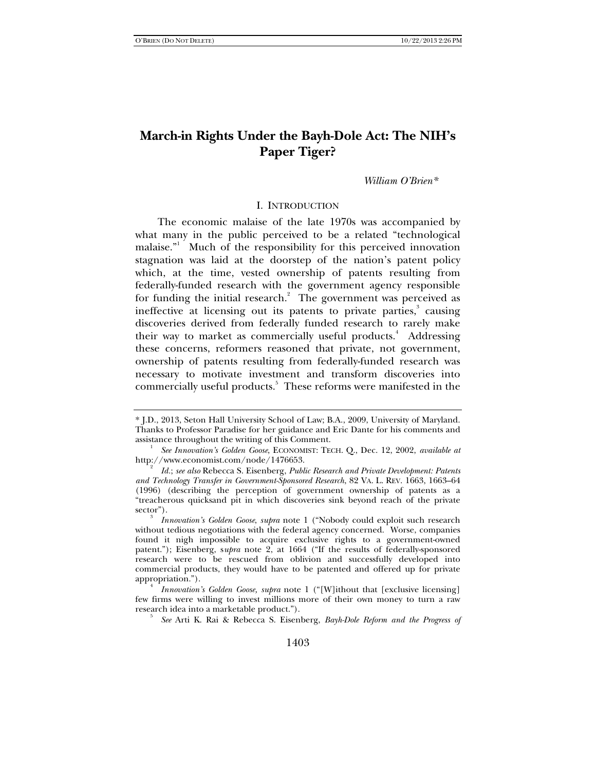# March-in Rights Under the Bayh-Dole Act: The NIH's Paper Tiger?

*William O'Brien**

## I. INTRODUCTION

The economic malaise of the late 1970s was accompanied by what many in the public perceived to be a related "technological malaise."[1] Much of the responsibility for this perceived innovation stagnation was laid at the doorstep of the nation's patent policy which, at the time, vested ownership of patents resulting from federally-funded research with the government agency responsible for funding the initial research.[2] The government was perceived as ineffective at licensing out its patents to private parties,[3] causing discoveries derived from federally funded research to rarely make their way to market as commercially useful products.[4] Addressing these concerns, reformers reasoned that private, not government, ownership of patents resulting from federally-funded research was necessary to motivate investment and transform discoveries into commercially useful products.[5] These reforms were manifested in the

---

\* J.D., 2013, Seton Hall University School of Law; B.A., 2009, University of Maryland. Thanks to Professor Paradise for her guidance and Eric Dante for his comments and assistance throughout the writing of this Comment.

[1] *See Innovation's Golden Goose*, ECONOMIST: TECH. Q., Dec. 12, 2002, *available at* http://www.economist.com/node/1476653.

[2] *Id.*; *see also* Rebecca S. Eisenberg, *Public Research and Private Development: Patents and Technology Transfer in Government-Sponsored Research*, 82 VA. L. REV. 1663, 1663–64 (1996) (describing the perception of government ownership of patents as a "treacherous quicksand pit in which discoveries sink beyond reach of the private sector").

[3] *Innovation's Golden Goose*, *supra* note 1 ("Nobody could exploit such research without tedious negotiations with the federal agency concerned. Worse, companies found it nigh impossible to acquire exclusive rights to a government-owned patent."); Eisenberg, *supra* note 2, at 1664 ("If the results of federally-sponsored research were to be rescued from oblivion and successfully developed into commercial products, they would have to be patented and offered up for private appropriation.").

[4] *Innovation's Golden Goose, supra* note 1 ("[W]ithout that [exclusive licensing] few firms were willing to invest millions more of their own money to turn a raw research idea into a marketable product.").

[5] *See* Arti K. Rai & Rebecca S. Eisenberg, *Bayh-Dole Reform and the Progress of*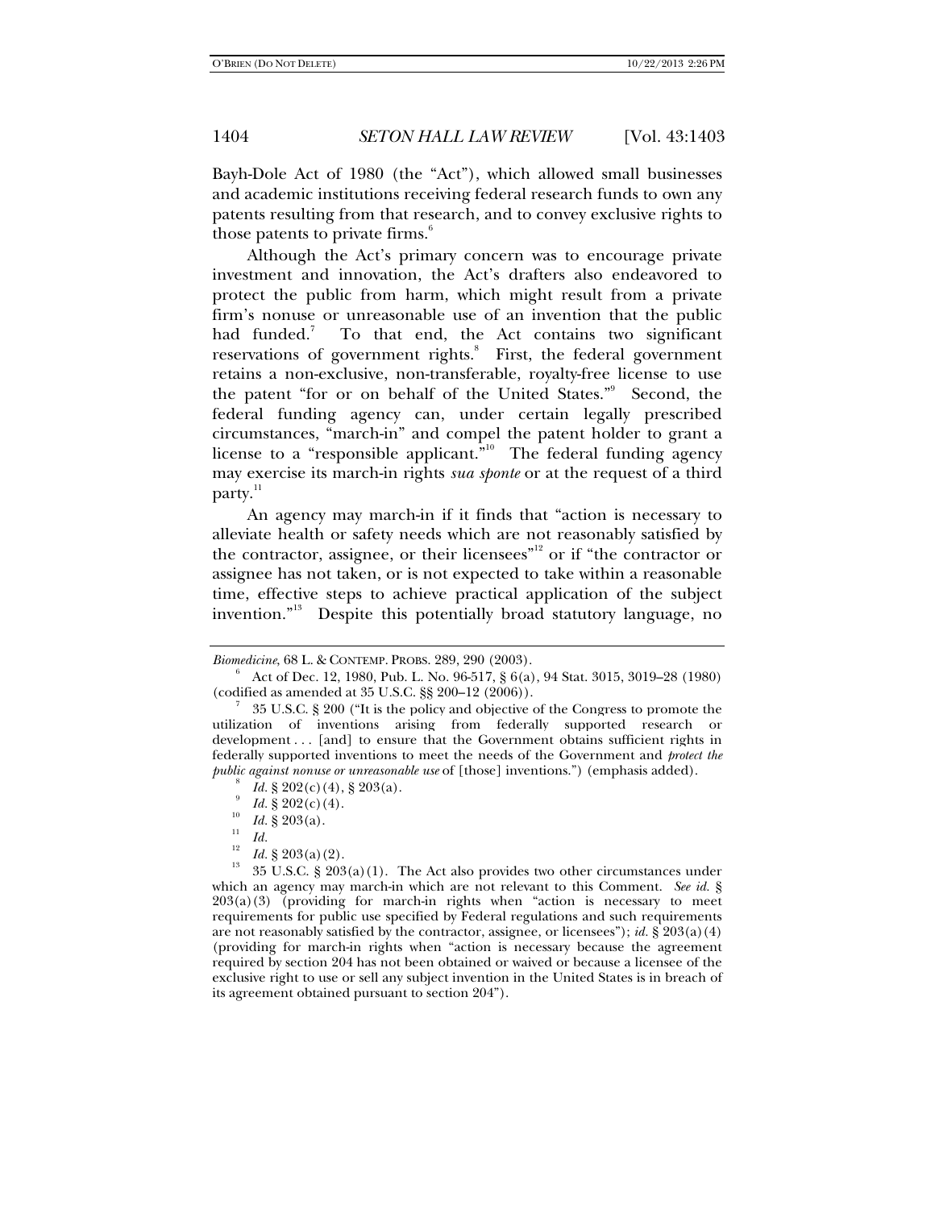Bayh-Dole Act of 1980 (the "Act"), which allowed small businesses and academic institutions receiving federal research funds to own any patents resulting from that research, and to convey exclusive rights to those patents to private firms.[6]

Although the Act's primary concern was to encourage private investment and innovation, the Act's drafters also endeavored to protect the public from harm, which might result from a private firm's nonuse or unreasonable use of an invention that the public had funded.[7] To that end, the Act contains two significant reservations of government rights.[8] First, the federal government retains a non-exclusive, non-transferable, royalty-free license to use the patent "for or on behalf of the United States."[9] Second, the federal funding agency can, under certain legally prescribed circumstances, "march-in" and compel the patent holder to grant a license to a "responsible applicant."[10] The federal funding agency may exercise its march-in rights *sua sponte* or at the request of a third party.[11]

An agency may march-in if it finds that "action is necessary to alleviate health or safety needs which are not reasonably satisfied by the contractor, assignee, or their licensees"[12] or if "the contractor or assignee has not taken, or is not expected to take within a reasonable time, effective steps to achieve practical application of the subject invention."[13] Despite this potentially broad statutory language, no

---

*Biomedicine*, 68 L. & CONTEMP. PROBS. 289, 290 (2003).

[6] Act of Dec. 12, 1980, Pub. L. No. 96-517, § 6(a), 94 Stat. 3015, 3019–28 (1980) (codified as amended at 35 U.S.C. §§ 200–12 (2006)).

[7] 35 U.S.C. § 200 ("It is the policy and objective of the Congress to promote the utilization of inventions arising from federally supported research or development . . . [and] to ensure that the Government obtains sufficient rights in federally supported inventions to meet the needs of the Government and *protect the public against nonuse or unreasonable use* of [those] inventions.") (emphasis added).

[8] *Id.* § 202(c)(4), § 203(a).

[9] *Id.* § 202(c)(4).

[10] *Id.* § 203(a).

[11] *Id.*

[12] *Id.* § 203(a)(2).

[13] 35 U.S.C. § 203(a)(1). The Act also provides two other circumstances under which an agency may march-in which are not relevant to this Comment. *See id.* § 203(a)(3) (providing for march-in rights when "action is necessary to meet requirements for public use specified by Federal regulations and such requirements are not reasonably satisfied by the contractor, assignee, or licensees"); *id.* § 203(a)(4) (providing for march-in rights when "action is necessary because the agreement required by section 204 has not been obtained or waived or because a licensee of the exclusive right to use or sell any subject invention in the United States is in breach of its agreement obtained pursuant to section 204").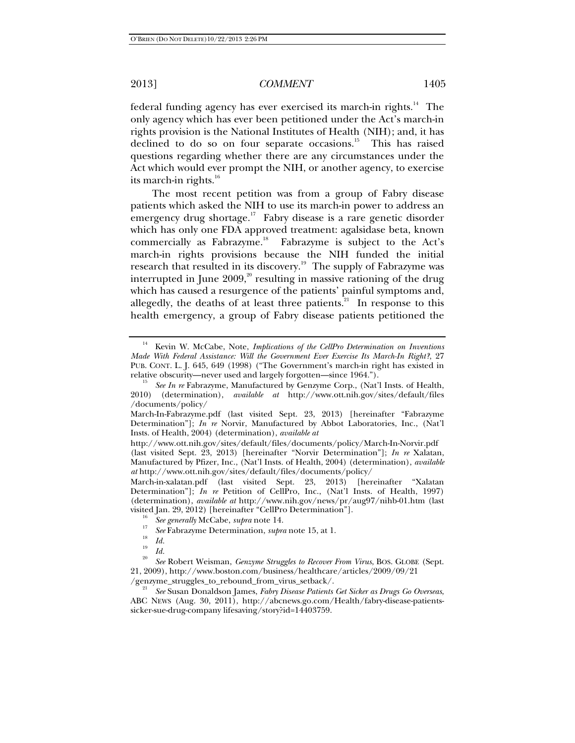federal funding agency has ever exercised its march-in rights.[14] The only agency which has ever been petitioned under the Act's march-in rights provision is the National Institutes of Health (NIH); and, it has declined to do so on four separate occasions.[15] This has raised questions regarding whether there are any circumstances under the Act which would ever prompt the NIH, or another agency, to exercise its march-in rights.[16]

The most recent petition was from a group of Fabry disease patients which asked the NIH to use its march-in power to address an emergency drug shortage.[17] Fabry disease is a rare genetic disorder which has only one FDA approved treatment: agalsidase beta, known commercially as Fabrazyme.[18] Fabrazyme is subject to the Act's march-in rights provisions because the NIH funded the initial research that resulted in its discovery.[19] The supply of Fabrazyme was interrupted in June 2009,[20] resulting in massive rationing of the drug which has caused a resurgence of the patients' painful symptoms and, allegedly, the deaths of at least three patients.[21] In response to this health emergency, a group of Fabry disease patients petitioned the

---

[14] Kevin W. McCabe, Note, *Implications of the CellPro Determination on Inventions Made With Federal Assistance: Will the Government Ever Exercise Its March-In Right?*, 27 PUB. CONT. L. J. 645, 649 (1998) ("The Government's march-in right has existed in relative obscurity—never used and largely forgotten—since 1964.").

[15] *See In re* Fabrazyme, Manufactured by Genzyme Corp., (Nat'l Insts. of Health, 2010) (determination), *available at* http://www.ott.nih.gov/sites/default/files/documents/policy/March-In-Fabrazyme.pdf (last visited Sept. 23, 2013) [hereinafter "Fabrazyme Determination"]; *In re* Norvir, Manufactured by Abbot Laboratories, Inc., (Nat'l Insts. of Health, 2004) (determination), *available at* http://www.ott.nih.gov/sites/default/files/documents/policy/March-In-Norvir.pdf (last visited Sept. 23, 2013) [hereinafter "Norvir Determination"]; *In re* Xalatan, Manufactured by Pfizer, Inc., (Nat'l Insts. of Health, 2004) (determination), *available at* http://www.ott.nih.gov/sites/default/files/documents/policy/March-in-xalatan.pdf (last visited Sept. 23, 2013) [hereinafter "Xalatan Determination"]; *In re* Petition of CellPro, Inc., (Nat'l Insts. of Health, 1997) (determination), *available at* http://www.nih.gov/news/pr/aug97/nihb-01.htm (last visited Jan. 29, 2012) [hereinafter "CellPro Determination"].

[16] *See generally* McCabe, *supra* note 14.

[17] *See* Fabrazyme Determination, *supra* note 15, at 1.

[18] *Id.*

[19] *Id.*

[20] *See* Robert Weisman, *Genzyme Struggles to Recover From Virus*, BOS. GLOBE (Sept. 21, 2009), http://www.boston.com/business/healthcare/articles/2009/09/21/genzyme_struggles_to_rebound_from_virus_setback/.

[21] *See* Susan Donaldson James, *Fabry Disease Patients Get Sicker as Drugs Go Overseas*, ABC NEWS (Aug. 30, 2011), http://abcnews.go.com/Health/fabry-disease-patients-sicker-sue-drug-company lifesaving/story?id=14403759.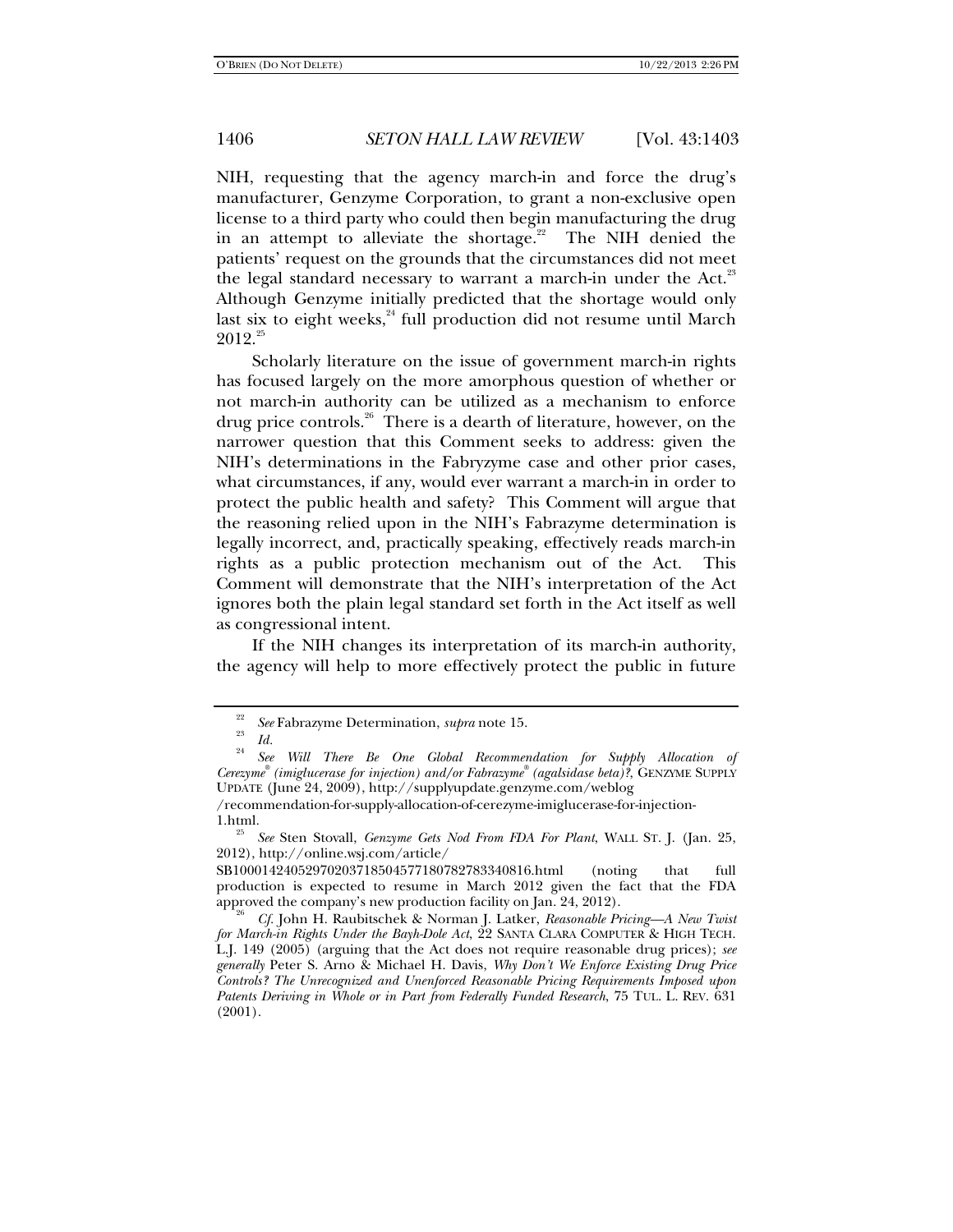NIH, requesting that the agency march-in and force the drug's manufacturer, Genzyme Corporation, to grant a non-exclusive open license to a third party who could then begin manufacturing the drug in an attempt to alleviate the shortage.[22] The NIH denied the patients' request on the grounds that the circumstances did not meet the legal standard necessary to warrant a march-in under the Act.[23] Although Genzyme initially predicted that the shortage would only last six to eight weeks,[24] full production did not resume until March 2012.[25]

Scholarly literature on the issue of government march-in rights has focused largely on the more amorphous question of whether or not march-in authority can be utilized as a mechanism to enforce drug price controls.[26] There is a dearth of literature, however, on the narrower question that this Comment seeks to address: given the NIH's determinations in the Fabryzyme case and other prior cases, what circumstances, if any, would ever warrant a march-in in order to protect the public health and safety? This Comment will argue that the reasoning relied upon in the NIH's Fabrazyme determination is legally incorrect, and, practically speaking, effectively reads march-in rights as a public protection mechanism out of the Act. This Comment will demonstrate that the NIH's interpretation of the Act ignores both the plain legal standard set forth in the Act itself as well as congressional intent.

If the NIH changes its interpretation of its march-in authority, the agency will help to more effectively protect the public in future

---

[22] *See* Fabrazyme Determination, *supra* note 15.

[23] *Id.*

[24] *See Will There Be One Global Recommendation for Supply Allocation of Cerezyme® (imiglucerase for injection) and/or Fabrazyme® (agalsidase beta)?*, GENZYME SUPPLY UPDATE (June 24, 2009), http://supplyupdate.genzyme.com/weblog /recommendation-for-supply-allocation-of-cerezyme-imiglucerase-for-injection-1.html.

[25] *See* Sten Stovall, *Genzyme Gets Nod From FDA For Plant*, WALL ST. J. (Jan. 25, 2012), http://online.wsj.com/article/ SB10001424052970203718504577180782783340816.html (noting that full production is expected to resume in March 2012 given the fact that the FDA approved the company's new production facility on Jan. 24, 2012).

[26] *Cf.* John H. Raubitschek & Norman J. Latker, *Reasonable Pricing—A New Twist for March-in Rights Under the Bayh-Dole Act*, 22 SANTA CLARA COMPUTER & HIGH TECH. L.J. 149 (2005) (arguing that the Act does not require reasonable drug prices); *see generally* Peter S. Arno & Michael H. Davis, *Why Don't We Enforce Existing Drug Price Controls? The Unrecognized and Unenforced Reasonable Pricing Requirements Imposed upon Patents Deriving in Whole or in Part from Federally Funded Research*, 75 TUL. L. REV. 631 (2001).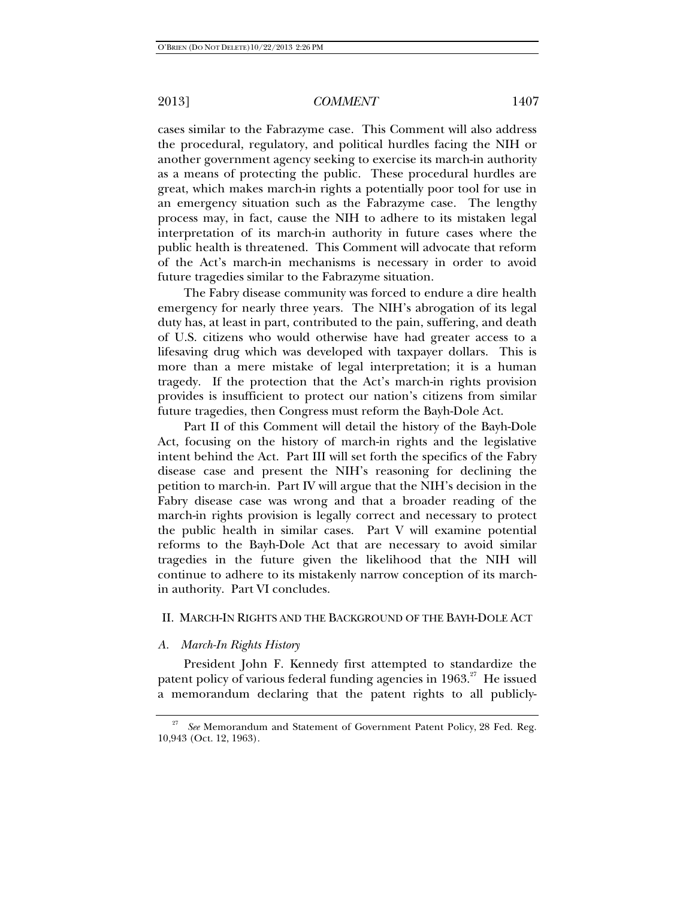cases similar to the Fabrazyme case. This Comment will also address the procedural, regulatory, and political hurdles facing the NIH or another government agency seeking to exercise its march-in authority as a means of protecting the public. These procedural hurdles are great, which makes march-in rights a potentially poor tool for use in an emergency situation such as the Fabrazyme case. The lengthy process may, in fact, cause the NIH to adhere to its mistaken legal interpretation of its march-in authority in future cases where the public health is threatened. This Comment will advocate that reform of the Act's march-in mechanisms is necessary in order to avoid future tragedies similar to the Fabrazyme situation.

The Fabry disease community was forced to endure a dire health emergency for nearly three years. The NIH's abrogation of its legal duty has, at least in part, contributed to the pain, suffering, and death of U.S. citizens who would otherwise have had greater access to a lifesaving drug which was developed with taxpayer dollars. This is more than a mere mistake of legal interpretation; it is a human tragedy. If the protection that the Act's march-in rights provision provides is insufficient to protect our nation's citizens from similar future tragedies, then Congress must reform the Bayh-Dole Act.

Part II of this Comment will detail the history of the Bayh-Dole Act, focusing on the history of march-in rights and the legislative intent behind the Act. Part III will set forth the specifics of the Fabry disease case and present the NIH's reasoning for declining the petition to march-in. Part IV will argue that the NIH's decision in the Fabry disease case was wrong and that a broader reading of the march-in rights provision is legally correct and necessary to protect the public health in similar cases. Part V will examine potential reforms to the Bayh-Dole Act that are necessary to avoid similar tragedies in the future given the likelihood that the NIH will continue to adhere to its mistakenly narrow conception of its march-in authority. Part VI concludes.

## II. MARCH-IN RIGHTS AND THE BACKGROUND OF THE BAYH-DOLE ACT

### *A. March-In Rights History*

President John F. Kennedy first attempted to standardize the patent policy of various federal funding agencies in 1963.[27] He issued a memorandum declaring that the patent rights to all publicly-

---

[27] *See* Memorandum and Statement of Government Patent Policy, 28 Fed. Reg. 10,943 (Oct. 12, 1963).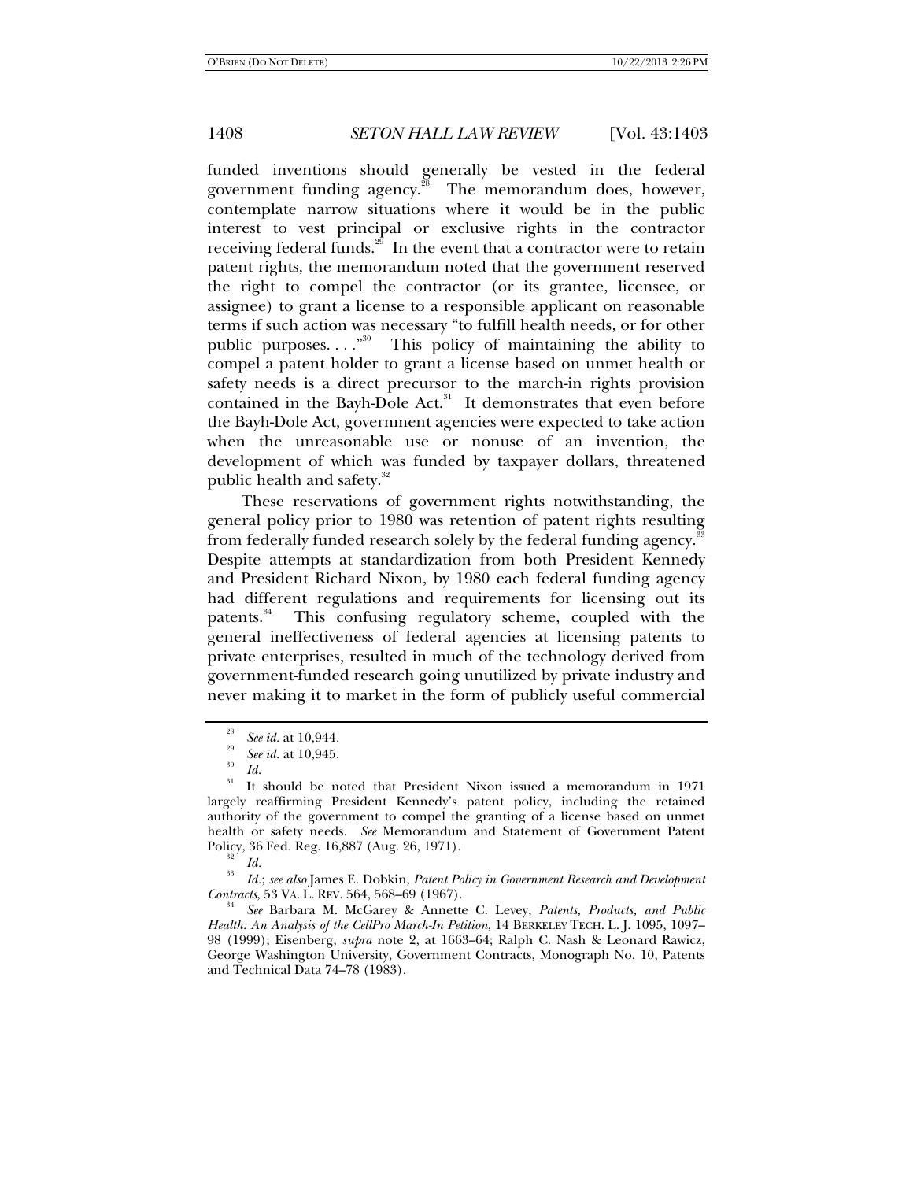funded inventions should generally be vested in the federal government funding agency.[28] The memorandum does, however, contemplate narrow situations where it would be in the public interest to vest principal or exclusive rights in the contractor receiving federal funds.[29] In the event that a contractor were to retain patent rights, the memorandum noted that the government reserved the right to compel the contractor (or its grantee, licensee, or assignee) to grant a license to a responsible applicant on reasonable terms if such action was necessary "to fulfill health needs, or for other public purposes. . . ."[30] This policy of maintaining the ability to compel a patent holder to grant a license based on unmet health or safety needs is a direct precursor to the march-in rights provision contained in the Bayh-Dole Act.[31] It demonstrates that even before the Bayh-Dole Act, government agencies were expected to take action when the unreasonable use or nonuse of an invention, the development of which was funded by taxpayer dollars, threatened public health and safety.[32]

These reservations of government rights notwithstanding, the general policy prior to 1980 was retention of patent rights resulting from federally funded research solely by the federal funding agency.[33] Despite attempts at standardization from both President Kennedy and President Richard Nixon, by 1980 each federal funding agency had different regulations and requirements for licensing out its patents.[34] This confusing regulatory scheme, coupled with the general ineffectiveness of federal agencies at licensing patents to private enterprises, resulted in much of the technology derived from government-funded research going unutilized by private industry and never making it to market in the form of publicly useful commercial

---

[28] *See id.* at 10,944.

[29] *See id.* at 10,945.

[30] *Id.*

[31] It should be noted that President Nixon issued a memorandum in 1971 largely reaffirming President Kennedy's patent policy, including the retained authority of the government to compel the granting of a license based on unmet health or safety needs. *See* Memorandum and Statement of Government Patent Policy, 36 Fed. Reg. 16,887 (Aug. 26, 1971).

[32] *Id.*

[33] *Id.*; *see also* James E. Dobkin, *Patent Policy in Government Research and Development Contracts*, 53 VA. L. REV. 564, 568–69 (1967).

[34] *See* Barbara M. McGarey & Annette C. Levey, *Patents, Products, and Public Health: An Analysis of the CellPro March-In Petition*, 14 BERKELEY TECH. L. J. 1095, 1097–98 (1999); Eisenberg, *supra* note 2, at 1663–64; Ralph C. Nash & Leonard Rawicz, George Washington University, Government Contracts, Monograph No. 10, Patents and Technical Data 74–78 (1983).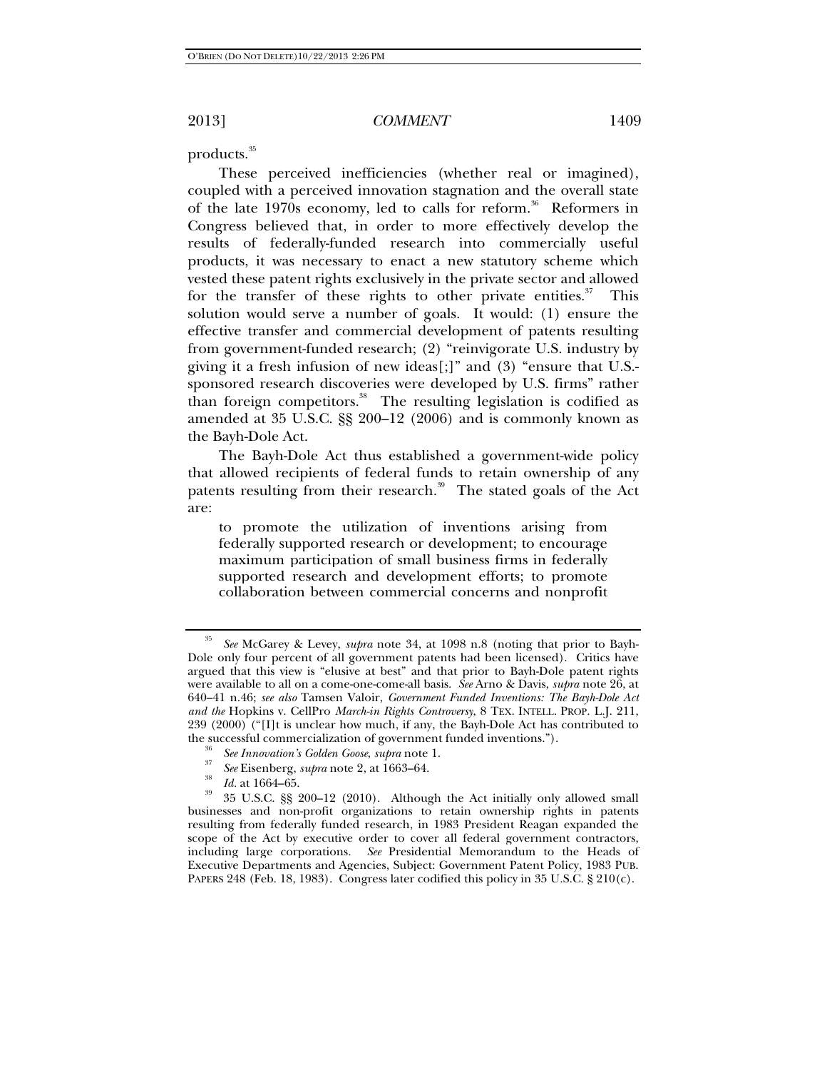products.[35]

These perceived inefficiencies (whether real or imagined), coupled with a perceived innovation stagnation and the overall state of the late 1970s economy, led to calls for reform.[36] Reformers in Congress believed that, in order to more effectively develop the results of federally-funded research into commercially useful products, it was necessary to enact a new statutory scheme which vested these patent rights exclusively in the private sector and allowed for the transfer of these rights to other private entities.[37] This solution would serve a number of goals. It would: (1) ensure the effective transfer and commercial development of patents resulting from government-funded research; (2) "reinvigorate U.S. industry by giving it a fresh infusion of new ideas[;]" and (3) "ensure that U.S.-sponsored research discoveries were developed by U.S. firms" rather than foreign competitors.[38] The resulting legislation is codified as amended at 35 U.S.C. §§ 200–12 (2006) and is commonly known as the Bayh-Dole Act.

The Bayh-Dole Act thus established a government-wide policy that allowed recipients of federal funds to retain ownership of any patents resulting from their research.[39] The stated goals of the Act are:

> to promote the utilization of inventions arising from federally supported research or development; to encourage maximum participation of small business firms in federally supported research and development efforts; to promote collaboration between commercial concerns and nonprofit

---

[35] *See* McGarey & Levey, *supra* note 34, at 1098 n.8 (noting that prior to Bayh-Dole only four percent of all government patents had been licensed). Critics have argued that this view is "elusive at best" and that prior to Bayh-Dole patent rights were available to all on a come-one-come-all basis. *See* Arno & Davis, *supra* note 26, at 640–41 n.46; *see also* Tamsen Valoir, *Government Funded Inventions: The Bayh-Dole Act and the* Hopkins v. CellPro *March-in Rights Controversy*, 8 TEX. INTELL. PROP. L.J. 211, 239 (2000) ("[I]t is unclear how much, if any, the Bayh-Dole Act has contributed to the successful commercialization of government funded inventions.").

[36] *See Innovation's Golden Goose*, *supra* note 1.

[37] *See* Eisenberg, *supra* note 2, at 1663–64.

[38] *Id.* at 1664–65.

[39] 35 U.S.C. §§ 200–12 (2010). Although the Act initially only allowed small businesses and non-profit organizations to retain ownership rights in patents resulting from federally funded research, in 1983 President Reagan expanded the scope of the Act by executive order to cover all federal government contractors, including large corporations. *See* Presidential Memorandum to the Heads of Executive Departments and Agencies, Subject: Government Patent Policy, 1983 PUB. PAPERS 248 (Feb. 18, 1983). Congress later codified this policy in 35 U.S.C. § 210(c).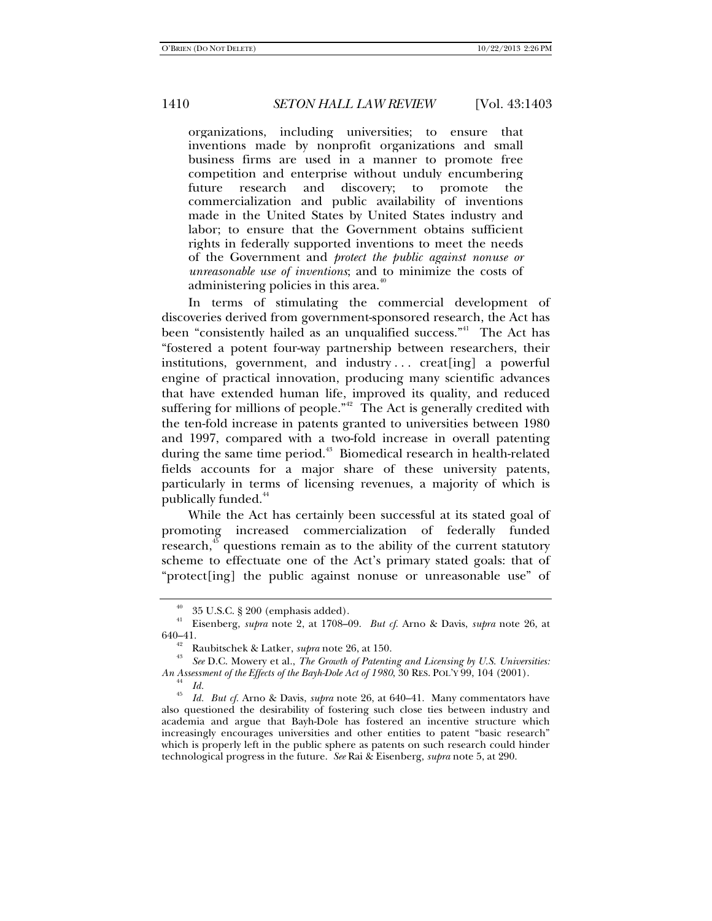organizations, including universities; to ensure that inventions made by nonprofit organizations and small business firms are used in a manner to promote free competition and enterprise without unduly encumbering future research and discovery; to promote the commercialization and public availability of inventions made in the United States by United States industry and labor; to ensure that the Government obtains sufficient rights in federally supported inventions to meet the needs of the Government and *protect the public against nonuse or unreasonable use of inventions*; and to minimize the costs of administering policies in this area.[40]

In terms of stimulating the commercial development of discoveries derived from government-sponsored research, the Act has been "consistently hailed as an unqualified success."[41] The Act has "fostered a potent four-way partnership between researchers, their institutions, government, and industry . . . creat[ing] a powerful engine of practical innovation, producing many scientific advances that have extended human life, improved its quality, and reduced suffering for millions of people."[42] The Act is generally credited with the ten-fold increase in patents granted to universities between 1980 and 1997, compared with a two-fold increase in overall patenting during the same time period.[43] Biomedical research in health-related fields accounts for a major share of these university patents, particularly in terms of licensing revenues, a majority of which is publically funded.[44]

While the Act has certainly been successful at its stated goal of promoting increased commercialization of federally funded research,[45] questions remain as to the ability of the current statutory scheme to effectuate one of the Act's primary stated goals: that of "protect[ing] the public against nonuse or unreasonable use" of

---

[40] 35 U.S.C. § 200 (emphasis added).

[41] Eisenberg, *supra* note 2, at 1708–09. *But cf.* Arno & Davis, *supra* note 26, at 640–41.

[42] Raubitschek & Latker, *supra* note 26, at 150.

[43] *See* D.C. Mowery et al., *The Growth of Patenting and Licensing by U.S. Universities: An Assessment of the Effects of the Bayh-Dole Act of 1980*, 30 RES. POL'Y 99, 104 (2001).

[44] *Id.*

[45] *Id. But cf.* Arno & Davis, *supra* note 26, at 640–41. Many commentators have also questioned the desirability of fostering such close ties between industry and academia and argue that Bayh-Dole has fostered an incentive structure which increasingly encourages universities and other entities to patent "basic research" which is properly left in the public sphere as patents on such research could hinder technological progress in the future. *See* Rai & Eisenberg, *supra* note 5, at 290.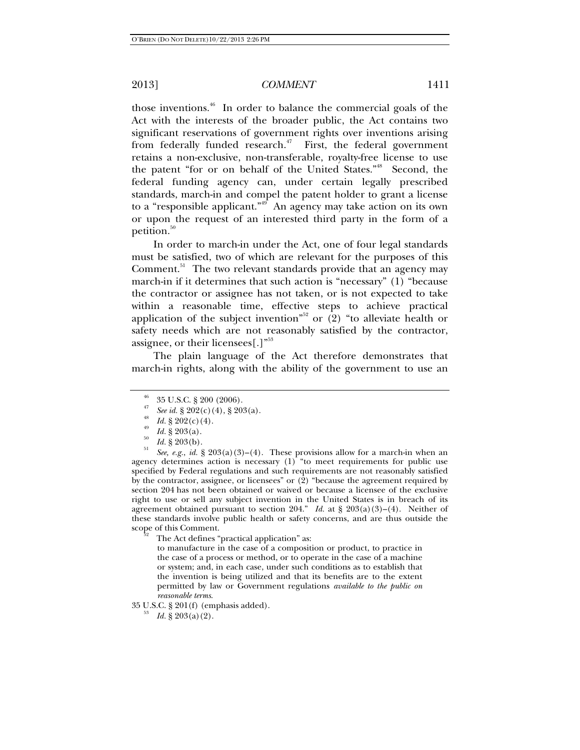those inventions.[46] In order to balance the commercial goals of the Act with the interests of the broader public, the Act contains two significant reservations of government rights over inventions arising from federally funded research.[47] First, the federal government retains a non-exclusive, non-transferable, royalty-free license to use the patent "for or on behalf of the United States."[48] Second, the federal funding agency can, under certain legally prescribed standards, march-in and compel the patent holder to grant a license to a "responsible applicant."[49] An agency may take action on its own or upon the request of an interested third party in the form of a petition.[50]

In order to march-in under the Act, one of four legal standards must be satisfied, two of which are relevant for the purposes of this Comment.[51] The two relevant standards provide that an agency may march-in if it determines that such action is "necessary" (1) "because the contractor or assignee has not taken, or is not expected to take within a reasonable time, effective steps to achieve practical application of the subject invention"[52] or (2) "to alleviate health or safety needs which are not reasonably satisfied by the contractor, assignee, or their licensees[.]"[53]

The plain language of the Act therefore demonstrates that march-in rights, along with the ability of the government to use an

---

[46] 35 U.S.C. § 200 (2006).

[47] *See id.* § 202(c)(4), § 203(a).

[48] *Id.* § 202(c)(4).

[49] *Id.* § 203(a).

[50] *Id.* § 203(b).

[51] *See, e.g.*, *id.* § 203(a)(3)–(4). These provisions allow for a march-in when an agency determines action is necessary (1) "to meet requirements for public use specified by Federal regulations and such requirements are not reasonably satisfied by the contractor, assignee, or licensees" or (2) "because the agreement required by section 204 has not been obtained or waived or because a licensee of the exclusive right to use or sell any subject invention in the United States is in breach of its agreement obtained pursuant to section 204." *Id.* at § 203(a)(3)–(4). Neither of these standards involve public health or safety concerns, and are thus outside the scope of this Comment.

[52] The Act defines "practical application" as:

> to manufacture in the case of a composition or product, to practice in the case of a process or method, or to operate in the case of a machine or system; and, in each case, under such conditions as to establish that the invention is being utilized and that its benefits are to the extent permitted by law or Government regulations *available to the public on reasonable terms*.

35 U.S.C. § 201(f) (emphasis added).

[53] *Id.* § 203(a)(2).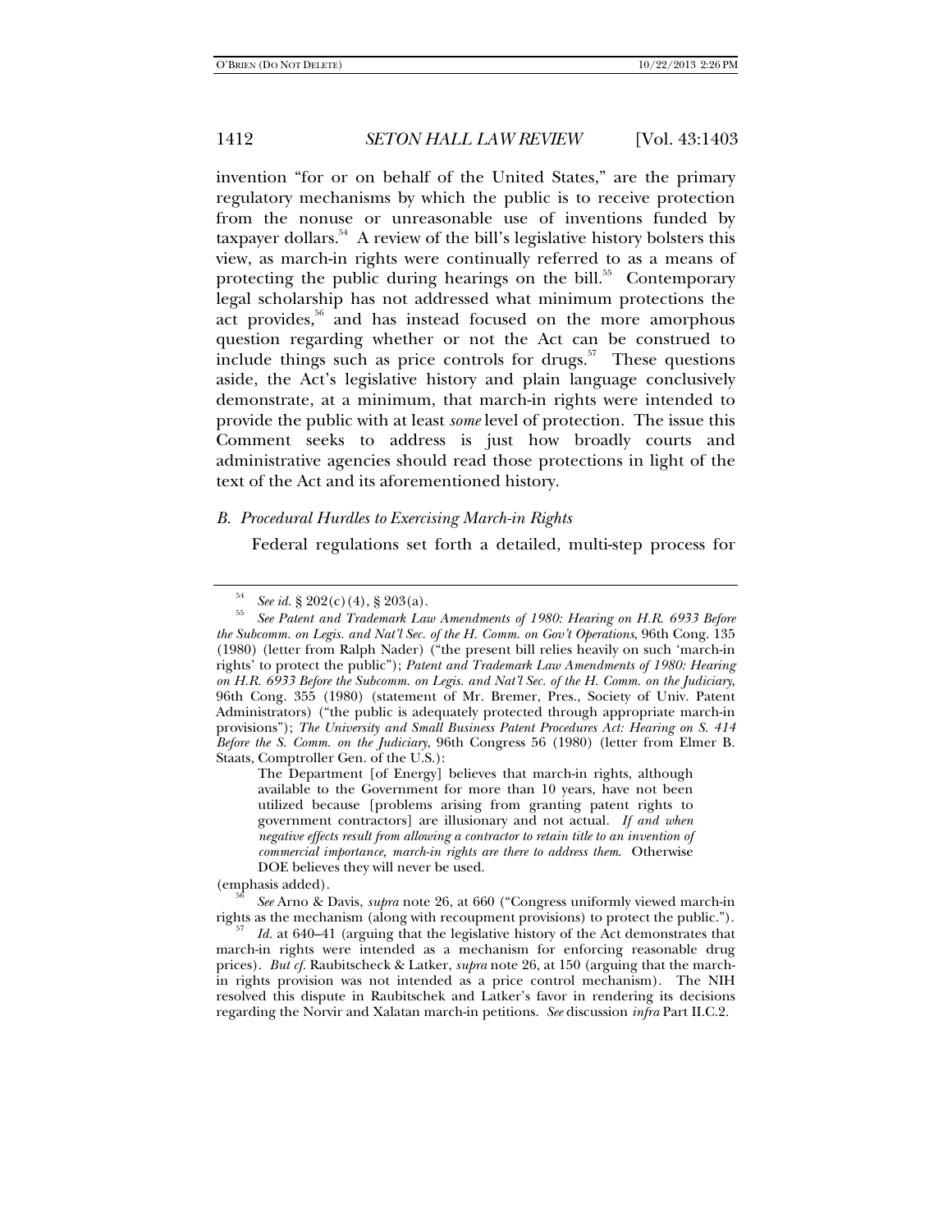invention "for or on behalf of the United States," are the primary regulatory mechanisms by which the public is to receive protection from the nonuse or unreasonable use of inventions funded by taxpayer dollars.[54] A review of the bill's legislative history bolsters this view, as march-in rights were continually referred to as a means of protecting the public during hearings on the bill.[55] Contemporary legal scholarship has not addressed what minimum protections the act provides,[56] and has instead focused on the more amorphous question regarding whether or not the Act can be construed to include things such as price controls for drugs.[57] These questions aside, the Act's legislative history and plain language conclusively demonstrate, at a minimum, that march-in rights were intended to provide the public with at least *some* level of protection. The issue this Comment seeks to address is just how broadly courts and administrative agencies should read those protections in light of the text of the Act and its aforementioned history.

### *B. Procedural Hurdles to Exercising March-in Rights*

Federal regulations set forth a detailed, multi-step process for

---

[54] *See id.* § 202(c)(4), § 203(a).

[55] *See Patent and Trademark Law Amendments of 1980: Hearing on H.R. 6933 Before the Subcomm. on Legis. and Nat'l Sec. of the H. Comm. on Gov't Operations*, 96th Cong. 135 (1980) (letter from Ralph Nader) ("the present bill relies heavily on such 'march-in rights' to protect the public"); *Patent and Trademark Law Amendments of 1980: Hearing on H.R. 6933 Before the Subcomm. on Legis. and Nat'l Sec. of the H. Comm. on the Judiciary*, 96th Cong. 355 (1980) (statement of Mr. Bremer, Pres., Society of Univ. Patent Administrators) ("the public is adequately protected through appropriate march-in provisions"); *The University and Small Business Patent Procedures Act: Hearing on S. 414 Before the S. Comm. on the Judiciary*, 96th Congress 56 (1980) (letter from Elmer B. Staats, Comptroller Gen. of the U.S.):

> The Department [of Energy] believes that march-in rights, although available to the Government for more than 10 years, have not been utilized because [problems arising from granting patent rights to government contractors] are illusionary and not actual. *If and when negative effects result from allowing a contractor to retain title to an invention of commercial importance, march-in rights are there to address them.* Otherwise DOE believes they will never be used.

(emphasis added).

[56] *See* Arno & Davis, *supra* note 26, at 660 ("Congress uniformly viewed march-in rights as the mechanism (along with recoupment provisions) to protect the public.").

[57] *Id.* at 640–41 (arguing that the legislative history of the Act demonstrates that march-in rights were intended as a mechanism for enforcing reasonable drug prices). *But cf.* Raubitscheck & Latker, *supra* note 26, at 150 (arguing that the march-in rights provision was not intended as a price control mechanism). The NIH resolved this dispute in Raubitschek and Latker's favor in rendering its decisions regarding the Norvir and Xalatan march-in petitions. *See* discussion *infra* Part II.C.2.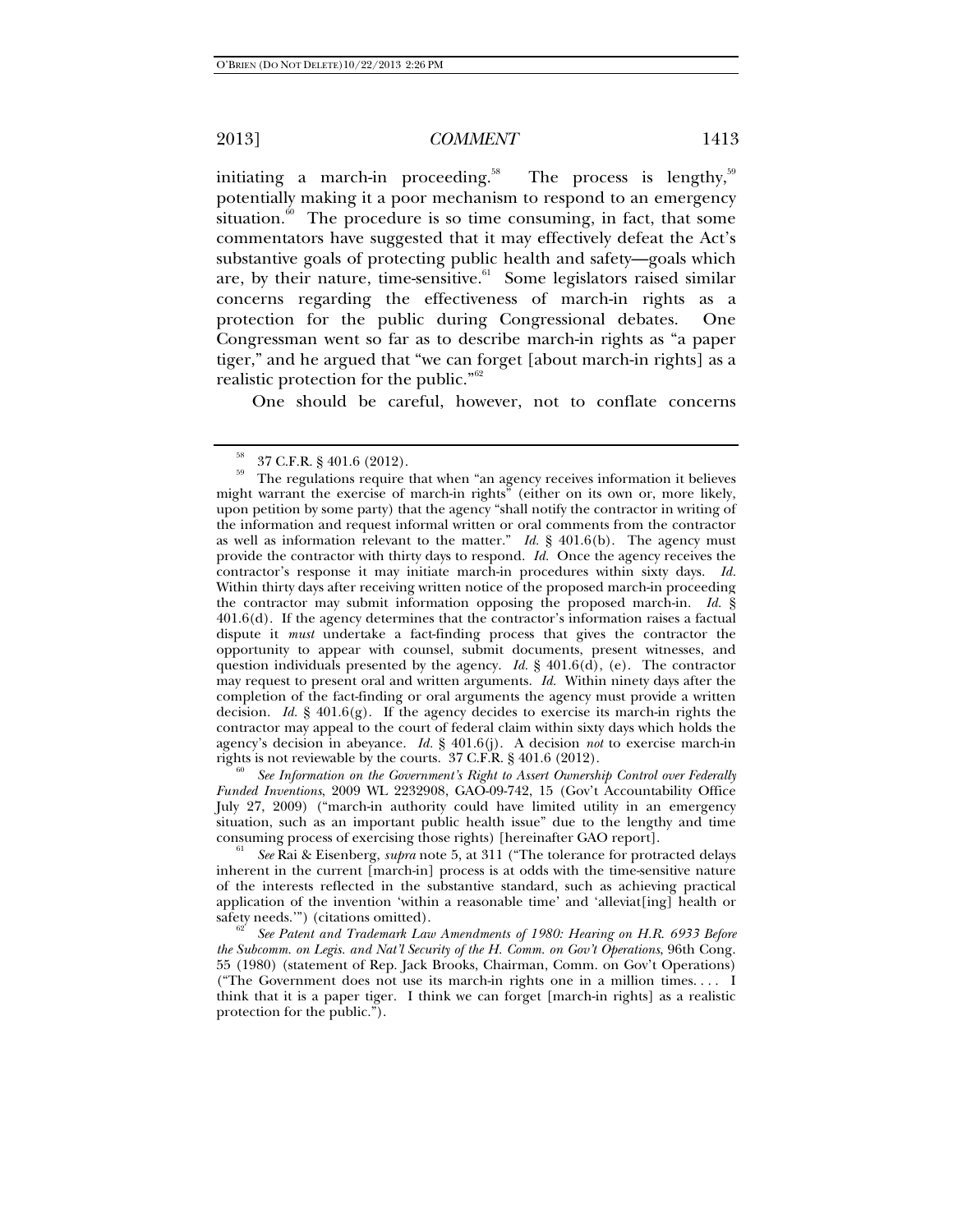initiating a march-in proceeding.[58] The process is lengthy,[59] potentially making it a poor mechanism to respond to an emergency situation.[60] The procedure is so time consuming, in fact, that some commentators have suggested that it may effectively defeat the Act's substantive goals of protecting public health and safety—goals which are, by their nature, time-sensitive.[61] Some legislators raised similar concerns regarding the effectiveness of march-in rights as a protection for the public during Congressional debates. One Congressman went so far as to describe march-in rights as "a paper tiger," and he argued that "we can forget [about march-in rights] as a realistic protection for the public."[62]

One should be careful, however, not to conflate concerns

---

[58] 37 C.F.R. § 401.6 (2012).

[59] The regulations require that when "an agency receives information it believes might warrant the exercise of march-in rights" (either on its own or, more likely, upon petition by some party) that the agency "shall notify the contractor in writing of the information and request informal written or oral comments from the contractor as well as information relevant to the matter." *Id.* § 401.6(b). The agency must provide the contractor with thirty days to respond. *Id.* Once the agency receives the contractor's response it may initiate march-in procedures within sixty days. *Id.* Within thirty days after receiving written notice of the proposed march-in proceeding the contractor may submit information opposing the proposed march-in. *Id.* § 401.6(d). If the agency determines that the contractor's information raises a factual dispute it *must* undertake a fact-finding process that gives the contractor the opportunity to appear with counsel, submit documents, present witnesses, and question individuals presented by the agency. *Id.* § 401.6(d), (e). The contractor may request to present oral and written arguments. *Id.* Within ninety days after the completion of the fact-finding or oral arguments the agency must provide a written decision. *Id.* § 401.6(g). If the agency decides to exercise its march-in rights the contractor may appeal to the court of federal claim within sixty days which holds the agency's decision in abeyance. *Id.* § 401.6(j). A decision *not* to exercise march-in rights is not reviewable by the courts. 37 C.F.R. § 401.6 (2012).

[60] *See Information on the Government's Right to Assert Ownership Control over Federally Funded Inventions*, 2009 WL 2232908, GAO-09-742, 15 (Gov't Accountability Office July 27, 2009) ("march-in authority could have limited utility in an emergency situation, such as an important public health issue" due to the lengthy and time consuming process of exercising those rights) [hereinafter GAO report].

[61] *See* Rai & Eisenberg, *supra* note 5, at 311 ("The tolerance for protracted delays inherent in the current [march-in] process is at odds with the time-sensitive nature of the interests reflected in the substantive standard, such as achieving practical application of the invention 'within a reasonable time' and 'alleviat[ing] health or safety needs.'") (citations omitted).

[62] *See Patent and Trademark Law Amendments of 1980: Hearing on H.R. 6933 Before the Subcomm. on Legis. and Nat'l Security of the H. Comm. on Gov't Operations*, 96th Cong. 55 (1980) (statement of Rep. Jack Brooks, Chairman, Comm. on Gov't Operations) ("The Government does not use its march-in rights one in a million times. . . . I think that it is a paper tiger. I think we can forget [march-in rights] as a realistic protection for the public.").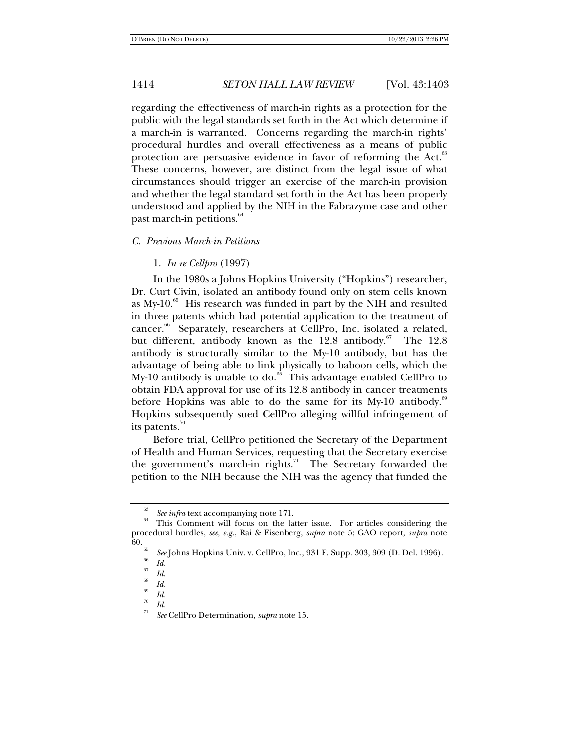regarding the effectiveness of march-in rights as a protection for the public with the legal standards set forth in the Act which determine if a march-in is warranted. Concerns regarding the march-in rights' procedural hurdles and overall effectiveness as a means of public protection are persuasive evidence in favor of reforming the Act.[63] These concerns, however, are distinct from the legal issue of what circumstances should trigger an exercise of the march-in provision and whether the legal standard set forth in the Act has been properly understood and applied by the NIH in the Fabrazyme case and other past march-in petitions.[64]

### *C. Previous March-in Petitions*

#### 1. *In re Cellpro* (1997)

In the 1980s a Johns Hopkins University ("Hopkins") researcher, Dr. Curt Civin, isolated an antibody found only on stem cells known as My-10.[65] His research was funded in part by the NIH and resulted in three patents which had potential application to the treatment of cancer.[66] Separately, researchers at CellPro, Inc. isolated a related, but different, antibody known as the 12.8 antibody.[67] The 12.8 antibody is structurally similar to the My-10 antibody, but has the advantage of being able to link physically to baboon cells, which the My-10 antibody is unable to do.[68] This advantage enabled CellPro to obtain FDA approval for use of its 12.8 antibody in cancer treatments before Hopkins was able to do the same for its My-10 antibody.[69] Hopkins subsequently sued CellPro alleging willful infringement of its patents.[70]

Before trial, CellPro petitioned the Secretary of the Department of Health and Human Services, requesting that the Secretary exercise the government's march-in rights.[71] The Secretary forwarded the petition to the NIH because the NIH was the agency that funded the

---

[63] *See infra* text accompanying note 171.

[64] This Comment will focus on the latter issue. For articles considering the procedural hurdles, *see, e.g.*, Rai & Eisenberg, *supra* note 5; GAO report, *supra* note 60.

[65] *See* Johns Hopkins Univ. v. CellPro, Inc., 931 F. Supp. 303, 309 (D. Del. 1996).

[66] *Id.*

[67] *Id.*

[68] *Id.*

[69] *Id.*

[70] *Id.*

[71] *See* CellPro Determination, *supra* note 15.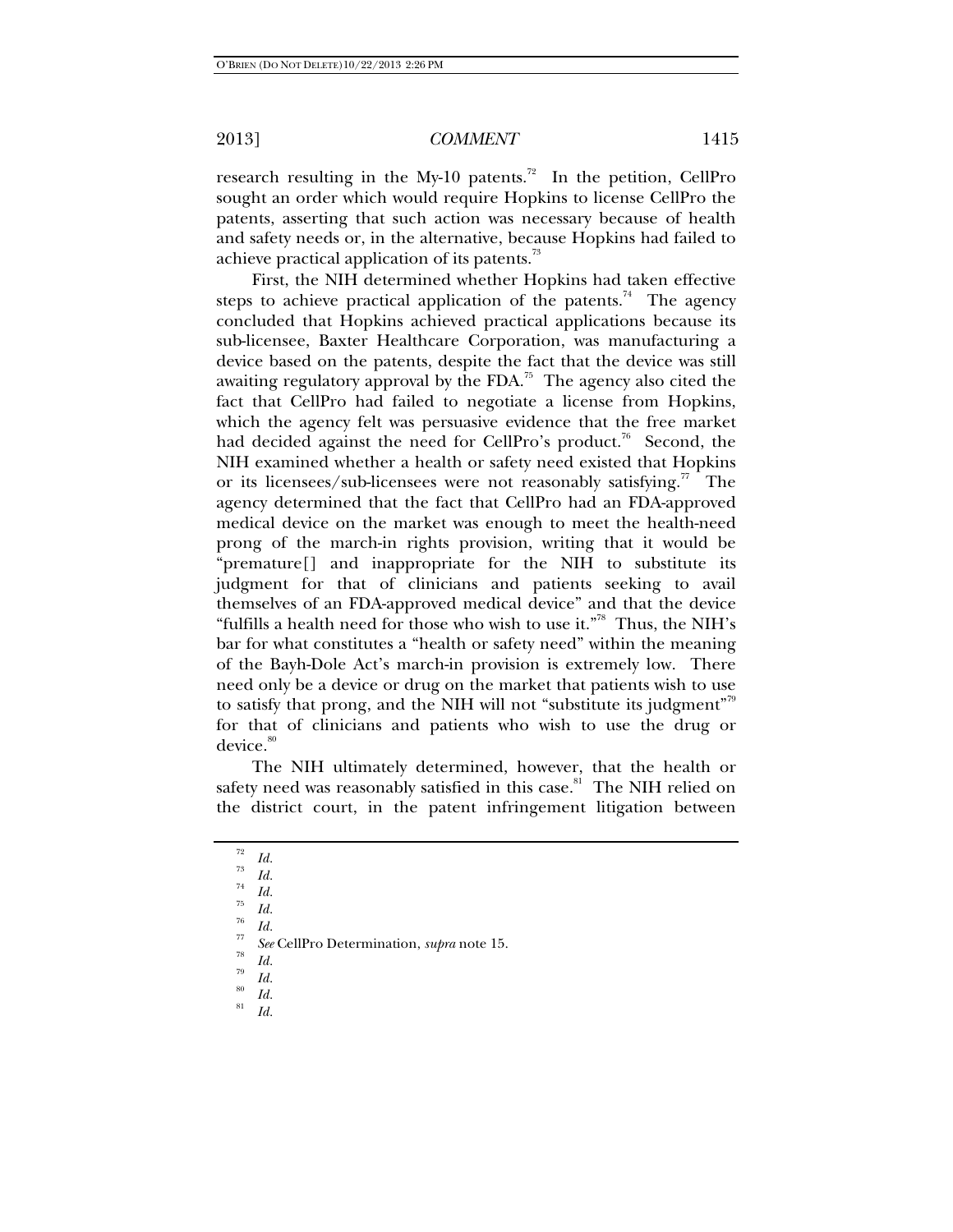research resulting in the My-10 patents.[72] In the petition, CellPro sought an order which would require Hopkins to license CellPro the patents, asserting that such action was necessary because of health and safety needs or, in the alternative, because Hopkins had failed to achieve practical application of its patents.[73]

First, the NIH determined whether Hopkins had taken effective steps to achieve practical application of the patents.[74] The agency concluded that Hopkins achieved practical applications because its sub-licensee, Baxter Healthcare Corporation, was manufacturing a device based on the patents, despite the fact that the device was still awaiting regulatory approval by the FDA.[75] The agency also cited the fact that CellPro had failed to negotiate a license from Hopkins, which the agency felt was persuasive evidence that the free market had decided against the need for CellPro's product.[76] Second, the NIH examined whether a health or safety need existed that Hopkins or its licensees/sub-licensees were not reasonably satisfying.[77] The agency determined that the fact that CellPro had an FDA-approved medical device on the market was enough to meet the health-need prong of the march-in rights provision, writing that it would be "premature[] and inappropriate for the NIH to substitute its judgment for that of clinicians and patients seeking to avail themselves of an FDA-approved medical device" and that the device "fulfills a health need for those who wish to use it."[78] Thus, the NIH's bar for what constitutes a "health or safety need" within the meaning of the Bayh-Dole Act's march-in provision is extremely low. There need only be a device or drug on the market that patients wish to use to satisfy that prong, and the NIH will not "substitute its judgment"[79] for that of clinicians and patients who wish to use the drug or device.[80]

The NIH ultimately determined, however, that the health or safety need was reasonably satisfied in this case.[81] The NIH relied on the district court, in the patent infringement litigation between

---

[72] *Id.*

[73] *Id.*

[74] *Id.*

[75] *Id.*

[76] *Id.*

[77] *See* CellPro Determination, *supra* note 15.

[78] *Id.*

[79] *Id.*

[80] *Id.*

[81] *Id.*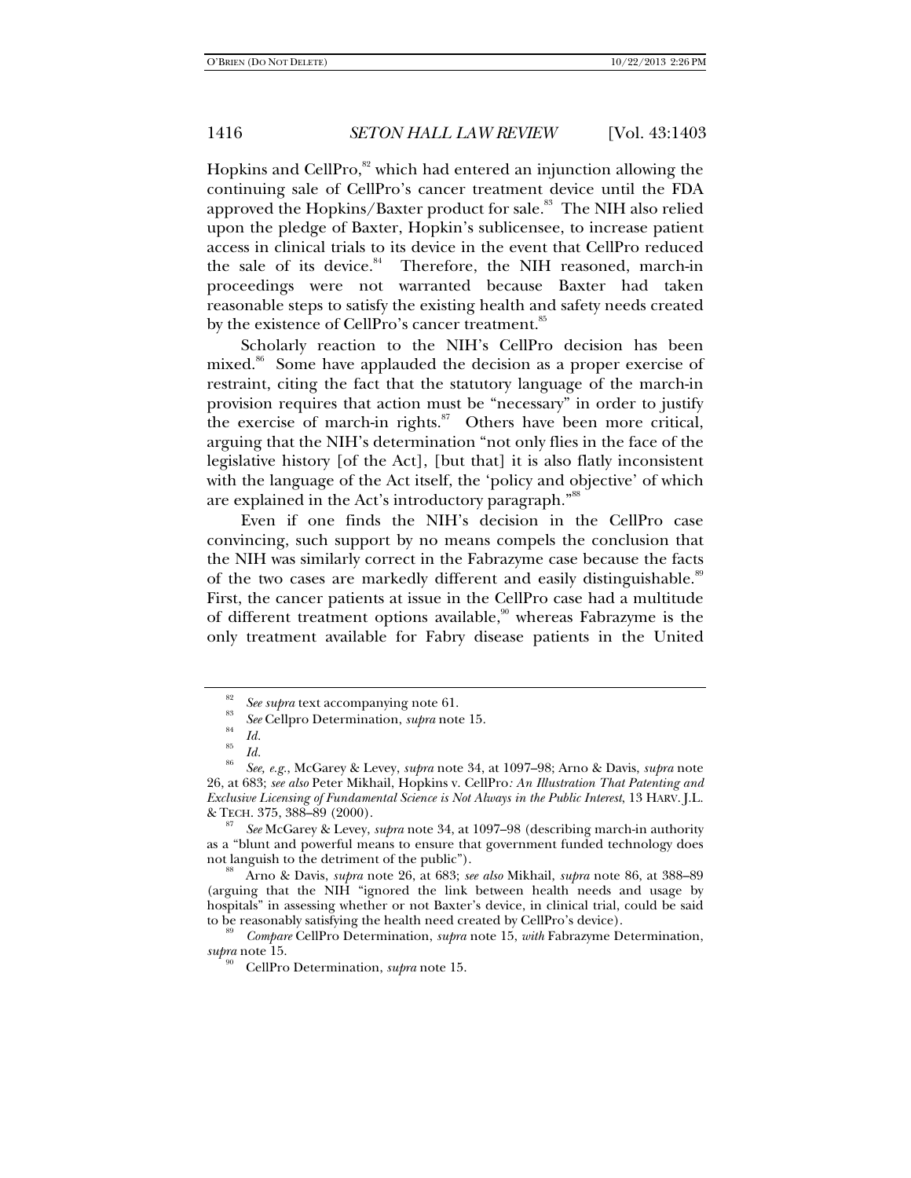Hopkins and CellPro,[82] which had entered an injunction allowing the continuing sale of CellPro's cancer treatment device until the FDA approved the Hopkins/Baxter product for sale.[83] The NIH also relied upon the pledge of Baxter, Hopkin's sublicensee, to increase patient access in clinical trials to its device in the event that CellPro reduced the sale of its device.[84] Therefore, the NIH reasoned, march-in proceedings were not warranted because Baxter had taken reasonable steps to satisfy the existing health and safety needs created by the existence of CellPro's cancer treatment.[85]

Scholarly reaction to the NIH's CellPro decision has been mixed.[86] Some have applauded the decision as a proper exercise of restraint, citing the fact that the statutory language of the march-in provision requires that action must be "necessary" in order to justify the exercise of march-in rights.[87] Others have been more critical, arguing that the NIH's determination "not only flies in the face of the legislative history [of the Act], [but that] it is also flatly inconsistent with the language of the Act itself, the 'policy and objective' of which are explained in the Act's introductory paragraph."[88]

Even if one finds the NIH's decision in the CellPro case convincing, such support by no means compels the conclusion that the NIH was similarly correct in the Fabrazyme case because the facts of the two cases are markedly different and easily distinguishable.[89] First, the cancer patients at issue in the CellPro case had a multitude of different treatment options available,[90] whereas Fabrazyme is the only treatment available for Fabry disease patients in the United

---

[82] *See supra* text accompanying note 61.

[83] *See* Cellpro Determination, *supra* note 15.

[84] *Id.*

[85] *Id.*

[86] *See, e.g.*, McGarey & Levey, *supra* note 34, at 1097–98; Arno & Davis, *supra* note 26, at 683; *see also* Peter Mikhail, Hopkins v. CellPro*: An Illustration That Patenting and Exclusive Licensing of Fundamental Science is Not Always in the Public Interest*, 13 HARV. J.L. & TECH. 375, 388–89 (2000).

[87] *See* McGarey & Levey, *supra* note 34, at 1097–98 (describing march-in authority as a "blunt and powerful means to ensure that government funded technology does not languish to the detriment of the public").

[88] Arno & Davis, *supra* note 26, at 683; *see also* Mikhail, *supra* note 86, at 388–89 (arguing that the NIH "ignored the link between health needs and usage by hospitals" in assessing whether or not Baxter's device, in clinical trial, could be said to be reasonably satisfying the health need created by CellPro's device).

[89] *Compare* CellPro Determination, *supra* note 15, *with* Fabrazyme Determination, *supra* note 15.

[90] CellPro Determination, *supra* note 15.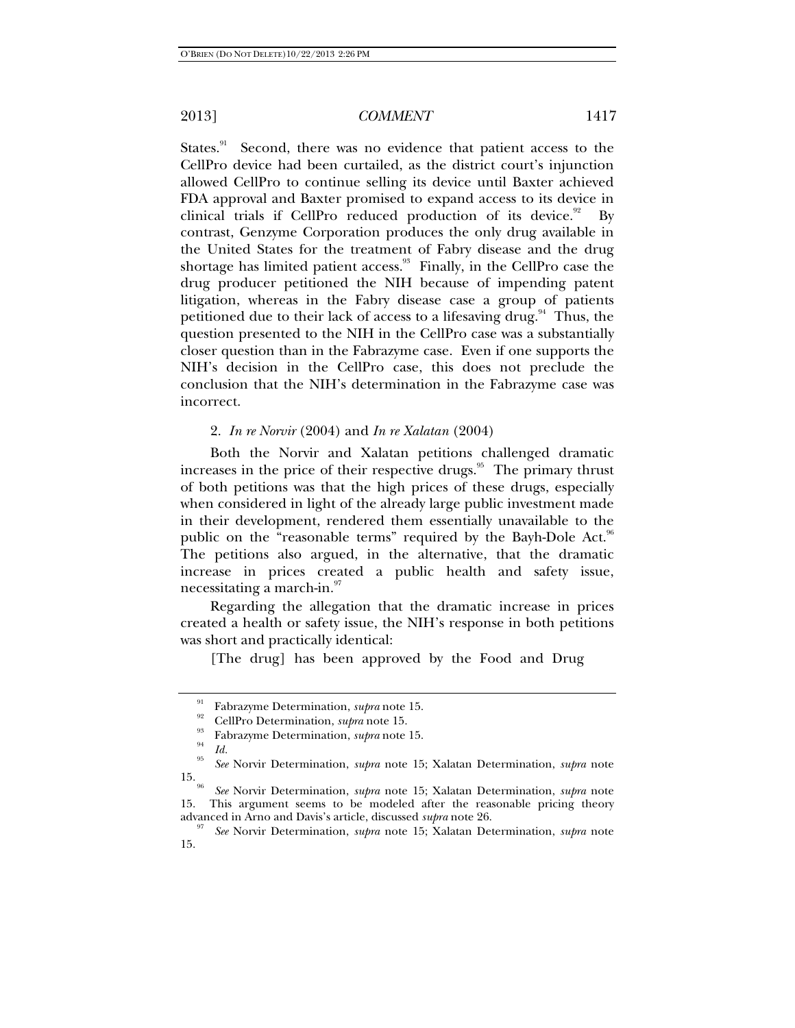States.[91] Second, there was no evidence that patient access to the CellPro device had been curtailed, as the district court's injunction allowed CellPro to continue selling its device until Baxter achieved FDA approval and Baxter promised to expand access to its device in clinical trials if CellPro reduced production of its device.[92] By contrast, Genzyme Corporation produces the only drug available in the United States for the treatment of Fabry disease and the drug shortage has limited patient access.[93] Finally, in the CellPro case the drug producer petitioned the NIH because of impending patent litigation, whereas in the Fabry disease case a group of patients petitioned due to their lack of access to a lifesaving drug.[94] Thus, the question presented to the NIH in the CellPro case was a substantially closer question than in the Fabrazyme case. Even if one supports the NIH's decision in the CellPro case, this does not preclude the conclusion that the NIH's determination in the Fabrazyme case was incorrect.

2. *In re Norvir* (2004) and *In re Xalatan* (2004)

Both the Norvir and Xalatan petitions challenged dramatic increases in the price of their respective drugs.[95] The primary thrust of both petitions was that the high prices of these drugs, especially when considered in light of the already large public investment made in their development, rendered them essentially unavailable to the public on the "reasonable terms" required by the Bayh-Dole Act.[96] The petitions also argued, in the alternative, that the dramatic increase in prices created a public health and safety issue, necessitating a march-in.[97]

Regarding the allegation that the dramatic increase in prices created a health or safety issue, the NIH's response in both petitions was short and practically identical:

> [The drug] has been approved by the Food and Drug

---

[91] Fabrazyme Determination, *supra* note 15.

[92] CellPro Determination, *supra* note 15.

[93] Fabrazyme Determination, *supra* note 15.

[94] *Id.*

[95] *See* Norvir Determination, *supra* note 15; Xalatan Determination, *supra* note 15.

[96] *See* Norvir Determination, *supra* note 15; Xalatan Determination, *supra* note 15. This argument seems to be modeled after the reasonable pricing theory advanced in Arno and Davis's article, discussed *supra* note 26.

[97] *See* Norvir Determination, *supra* note 15; Xalatan Determination, *supra* note 15.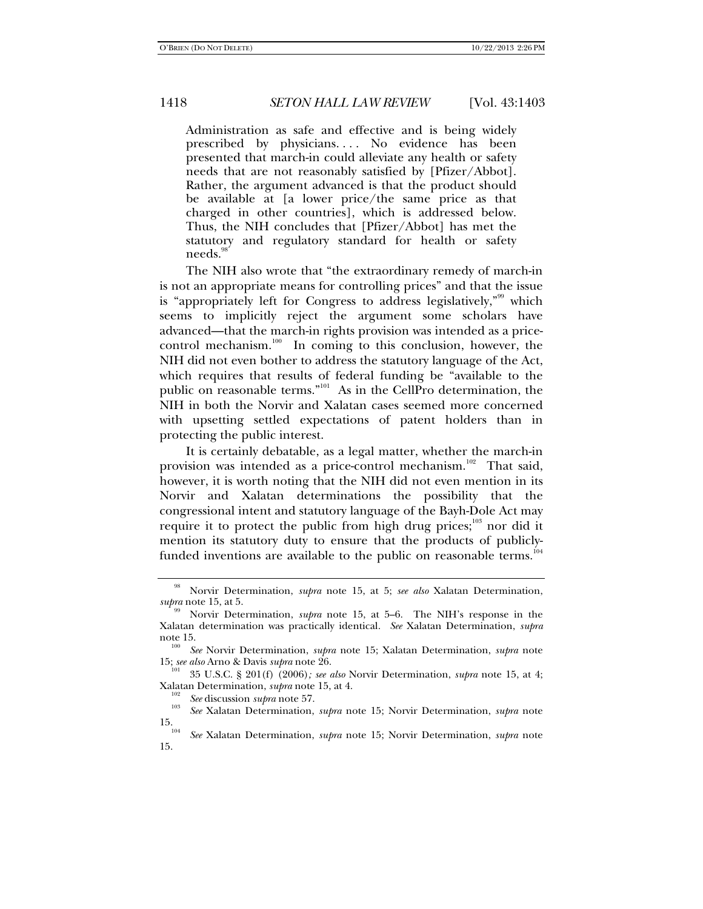> Administration as safe and effective and is being widely prescribed by physicians. . . . No evidence has been presented that march-in could alleviate any health or safety needs that are not reasonably satisfied by [Pfizer/Abbot]. Rather, the argument advanced is that the product should be available at [a lower price/the same price as that charged in other countries], which is addressed below. Thus, the NIH concludes that [Pfizer/Abbot] has met the statutory and regulatory standard for health or safety needs.[98]

The NIH also wrote that "the extraordinary remedy of march-in is not an appropriate means for controlling prices" and that the issue is "appropriately left for Congress to address legislatively,"[99] which seems to implicitly reject the argument some scholars have advanced—that the march-in rights provision was intended as a price-control mechanism.[100] In coming to this conclusion, however, the NIH did not even bother to address the statutory language of the Act, which requires that results of federal funding be "available to the public on reasonable terms."[101] As in the CellPro determination, the NIH in both the Norvir and Xalatan cases seemed more concerned with upsetting settled expectations of patent holders than in protecting the public interest.

It is certainly debatable, as a legal matter, whether the march-in provision was intended as a price-control mechanism.[102] That said, however, it is worth noting that the NIH did not even mention in its Norvir and Xalatan determinations the possibility that the congressional intent and statutory language of the Bayh-Dole Act may require it to protect the public from high drug prices;[103] nor did it mention its statutory duty to ensure that the products of publicly-funded inventions are available to the public on reasonable terms.[104]

---

[98] Norvir Determination, *supra* note 15, at 5; *see also* Xalatan Determination, *supra* note 15, at 5.

[99] Norvir Determination, *supra* note 15, at 5–6. The NIH's response in the Xalatan determination was practically identical. *See* Xalatan Determination, *supra* note 15.

[100] *See* Norvir Determination, *supra* note 15; Xalatan Determination, *supra* note 15; *see also* Arno & Davis *supra* note 26.

[101] 35 U.S.C. § 201(f) (2006)*; see also* Norvir Determination, *supra* note 15, at 4; Xalatan Determination, *supra* note 15, at 4.

[102] *See* discussion *supra* note 57.

[103] *See* Xalatan Determination, *supra* note 15; Norvir Determination, *supra* note 15.

[104] *See* Xalatan Determination, *supra* note 15; Norvir Determination, *supra* note 15.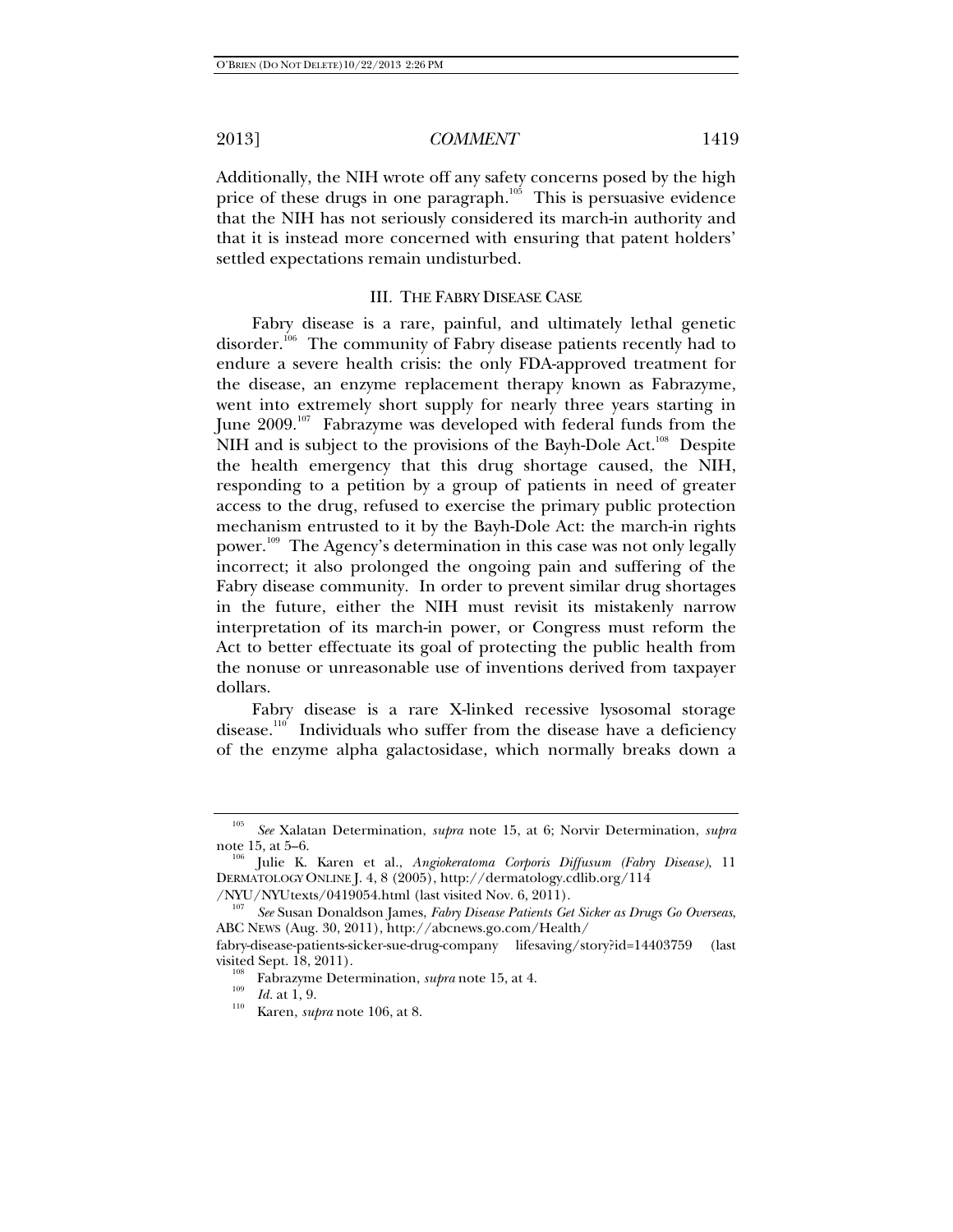Additionally, the NIH wrote off any safety concerns posed by the high price of these drugs in one paragraph.[105] This is persuasive evidence that the NIH has not seriously considered its march-in authority and that it is instead more concerned with ensuring that patent holders' settled expectations remain undisturbed.

## III. The Fabry Disease Case

Fabry disease is a rare, painful, and ultimately lethal genetic disorder.[106] The community of Fabry disease patients recently had to endure a severe health crisis: the only FDA-approved treatment for the disease, an enzyme replacement therapy known as Fabrazyme, went into extremely short supply for nearly three years starting in June 2009.[107] Fabrazyme was developed with federal funds from the NIH and is subject to the provisions of the Bayh-Dole Act.[108] Despite the health emergency that this drug shortage caused, the NIH, responding to a petition by a group of patients in need of greater access to the drug, refused to exercise the primary public protection mechanism entrusted to it by the Bayh-Dole Act: the march-in rights power.[109] The Agency's determination in this case was not only legally incorrect; it also prolonged the ongoing pain and suffering of the Fabry disease community. In order to prevent similar drug shortages in the future, either the NIH must revisit its mistakenly narrow interpretation of its march-in power, or Congress must reform the Act to better effectuate its goal of protecting the public health from the nonuse or unreasonable use of inventions derived from taxpayer dollars.

Fabry disease is a rare X-linked recessive lysosomal storage disease.[110] Individuals who suffer from the disease have a deficiency of the enzyme alpha galactosidase, which normally breaks down a

---

[105] *See* Xalatan Determination, *supra* note 15, at 6; Norvir Determination, *supra* note 15, at 5–6.

[106] Julie K. Karen et al., *Angiokeratoma Corporis Diffusum (Fabry Disease)*, 11 DERMATOLOGY ONLINE J. 4, 8 (2005), http://dermatology.cdlib.org/114/NYU/NYUtexts/0419054.html (last visited Nov. 6, 2011).

[107] *See* Susan Donaldson James, *Fabry Disease Patients Get Sicker as Drugs Go Overseas*, ABC NEWS (Aug. 30, 2011), http://abcnews.go.com/Health/fabry-disease-patients-sicker-sue-drug-company lifesaving/story?id=14403759 (last visited Sept. 18, 2011).

[108] Fabrazyme Determination, *supra* note 15, at 4.

[109] *Id.* at 1, 9.

[110] Karen, *supra* note 106, at 8.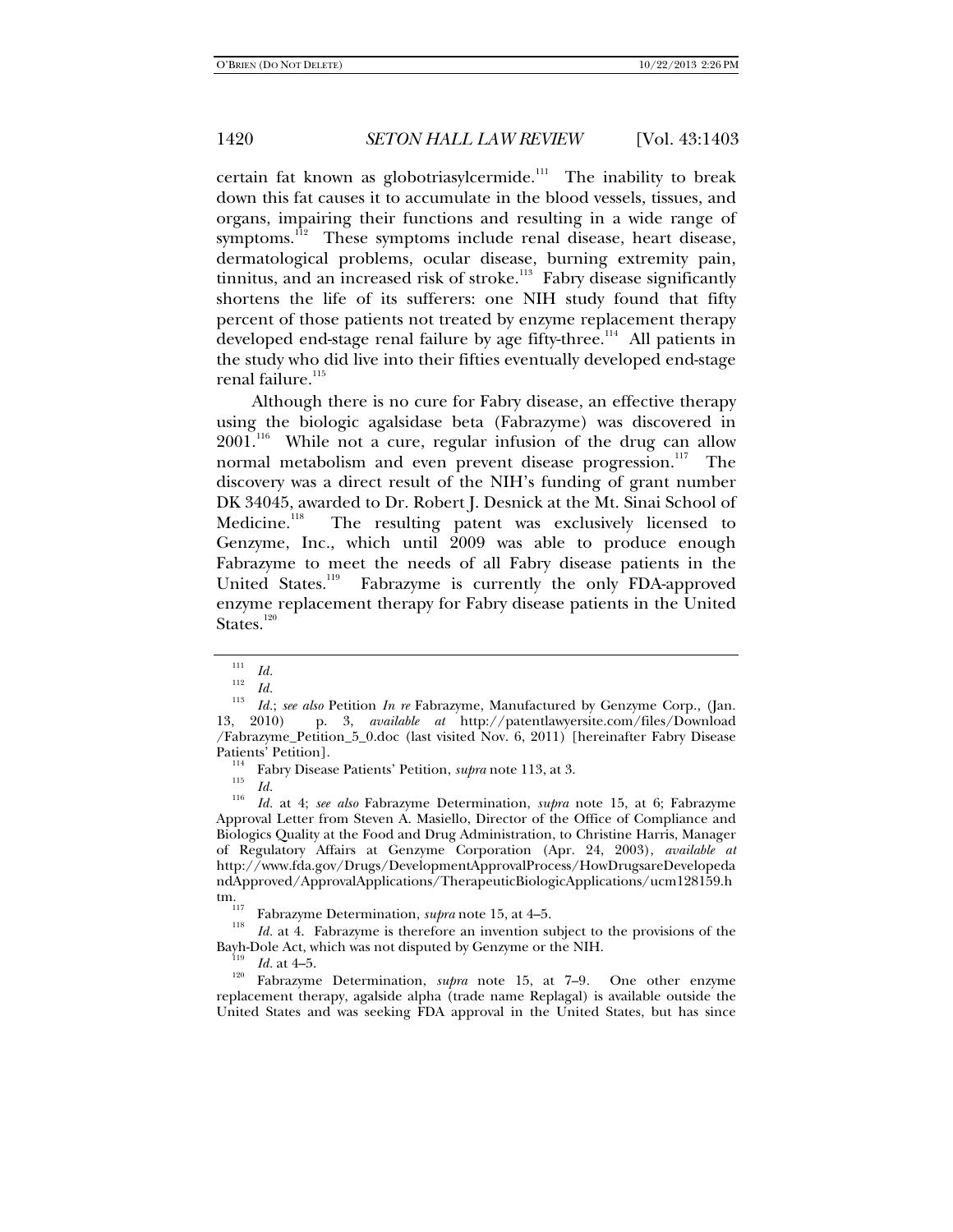certain fat known as globotriasylcermide.[111] The inability to break down this fat causes it to accumulate in the blood vessels, tissues, and organs, impairing their functions and resulting in a wide range of symptoms.[112] These symptoms include renal disease, heart disease, dermatological problems, ocular disease, burning extremity pain, tinnitus, and an increased risk of stroke.[113] Fabry disease significantly shortens the life of its sufferers: one NIH study found that fifty percent of those patients not treated by enzyme replacement therapy developed end-stage renal failure by age fifty-three.[114] All patients in the study who did live into their fifties eventually developed end-stage renal failure.[115]

Although there is no cure for Fabry disease, an effective therapy using the biologic agalsidase beta (Fabrazyme) was discovered in 2001.[116] While not a cure, regular infusion of the drug can allow normal metabolism and even prevent disease progression.[117] The discovery was a direct result of the NIH's funding of grant number DK 34045, awarded to Dr. Robert J. Desnick at the Mt. Sinai School of Medicine.[118] The resulting patent was exclusively licensed to Genzyme, Inc., which until 2009 was able to produce enough Fabrazyme to meet the needs of all Fabry disease patients in the United States.[119] Fabrazyme is currently the only FDA-approved enzyme replacement therapy for Fabry disease patients in the United States.[120]

---

[111] *Id.*

[112] *Id.*

[113] *Id.*; *see also* Petition *In re* Fabrazyme, Manufactured by Genzyme Corp., (Jan. 13, 2010) p. 3, *available at* http://patentlawyersite.com/files/Download/Fabrazyme_Petition_5_0.doc (last visited Nov. 6, 2011) [hereinafter Fabry Disease Patients' Petition].

[114] Fabry Disease Patients' Petition, *supra* note 113, at 3.

[115] *Id.*

[116] *Id.* at 4; *see also* Fabrazyme Determination, *supra* note 15, at 6; Fabrazyme Approval Letter from Steven A. Masiello, Director of the Office of Compliance and Biologics Quality at the Food and Drug Administration, to Christine Harris, Manager of Regulatory Affairs at Genzyme Corporation (Apr. 24, 2003), *available at* http://www.fda.gov/Drugs/DevelopmentApprovalProcess/HowDrugsareDevelopedandApproved/ApprovalApplications/TherapeuticBiologicApplications/ucm128159.htm.

[117] Fabrazyme Determination, *supra* note 15, at 4–5.

[118] *Id.* at 4. Fabrazyme is therefore an invention subject to the provisions of the Bayh-Dole Act, which was not disputed by Genzyme or the NIH.

[119] *Id.* at 4–5.

[120] Fabrazyme Determination, *supra* note 15, at 7–9. One other enzyme replacement therapy, agalside alpha (trade name Replagal) is available outside the United States and was seeking FDA approval in the United States, but has since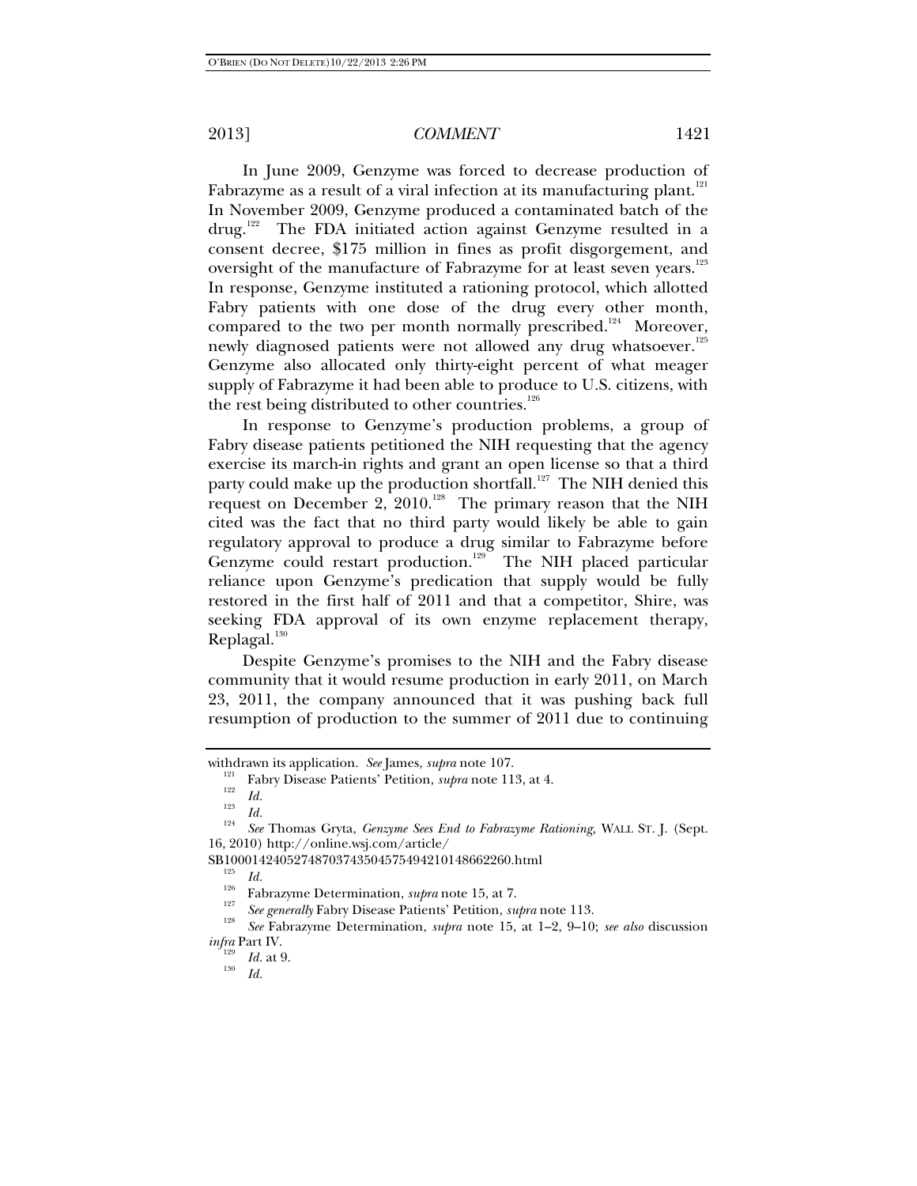In June 2009, Genzyme was forced to decrease production of Fabrazyme as a result of a viral infection at its manufacturing plant.[121] In November 2009, Genzyme produced a contaminated batch of the drug.[122] The FDA initiated action against Genzyme resulted in a consent decree, $175 million in fines as profit disgorgement, and oversight of the manufacture of Fabrazyme for at least seven years.[123] In response, Genzyme instituted a rationing protocol, which allotted Fabry patients with one dose of the drug every other month, compared to the two per month normally prescribed.[124] Moreover, newly diagnosed patients were not allowed any drug whatsoever.[125] Genzyme also allocated only thirty-eight percent of what meager supply of Fabrazyme it had been able to produce to U.S. citizens, with the rest being distributed to other countries.[126]

In response to Genzyme's production problems, a group of Fabry disease patients petitioned the NIH requesting that the agency exercise its march-in rights and grant an open license so that a third party could make up the production shortfall.[127] The NIH denied this request on December 2, 2010.[128] The primary reason that the NIH cited was the fact that no third party would likely be able to gain regulatory approval to produce a drug similar to Fabrazyme before Genzyme could restart production.[129] The NIH placed particular reliance upon Genzyme's predication that supply would be fully restored in the first half of 2011 and that a competitor, Shire, was seeking FDA approval of its own enzyme replacement therapy, Replagal.[130]

Despite Genzyme's promises to the NIH and the Fabry disease community that it would resume production in early 2011, on March 23, 2011, the company announced that it was pushing back full resumption of production to the summer of 2011 due to continuing

---

withdrawn its application. *See* James, *supra* note 107.

[121] Fabry Disease Patients' Petition, *supra* note 113, at 4.

[122] *Id.*

[123] *Id.*

[124] *See* Thomas Gryta, *Genzyme Sees End to Fabrazyme Rationing*, WALL ST. J. (Sept. 16, 2010) http://online.wsj.com/article/SB10001424052748703743504575494210148662260.html

[125] *Id.*

[126] Fabrazyme Determination, *supra* note 15, at 7.

[127] *See generally* Fabry Disease Patients' Petition, *supra* note 113.

[128] *See* Fabrazyme Determination, *supra* note 15, at 1–2, 9–10; *see also* discussion *infra* Part IV.

[129] *Id.* at 9.

[130] *Id.*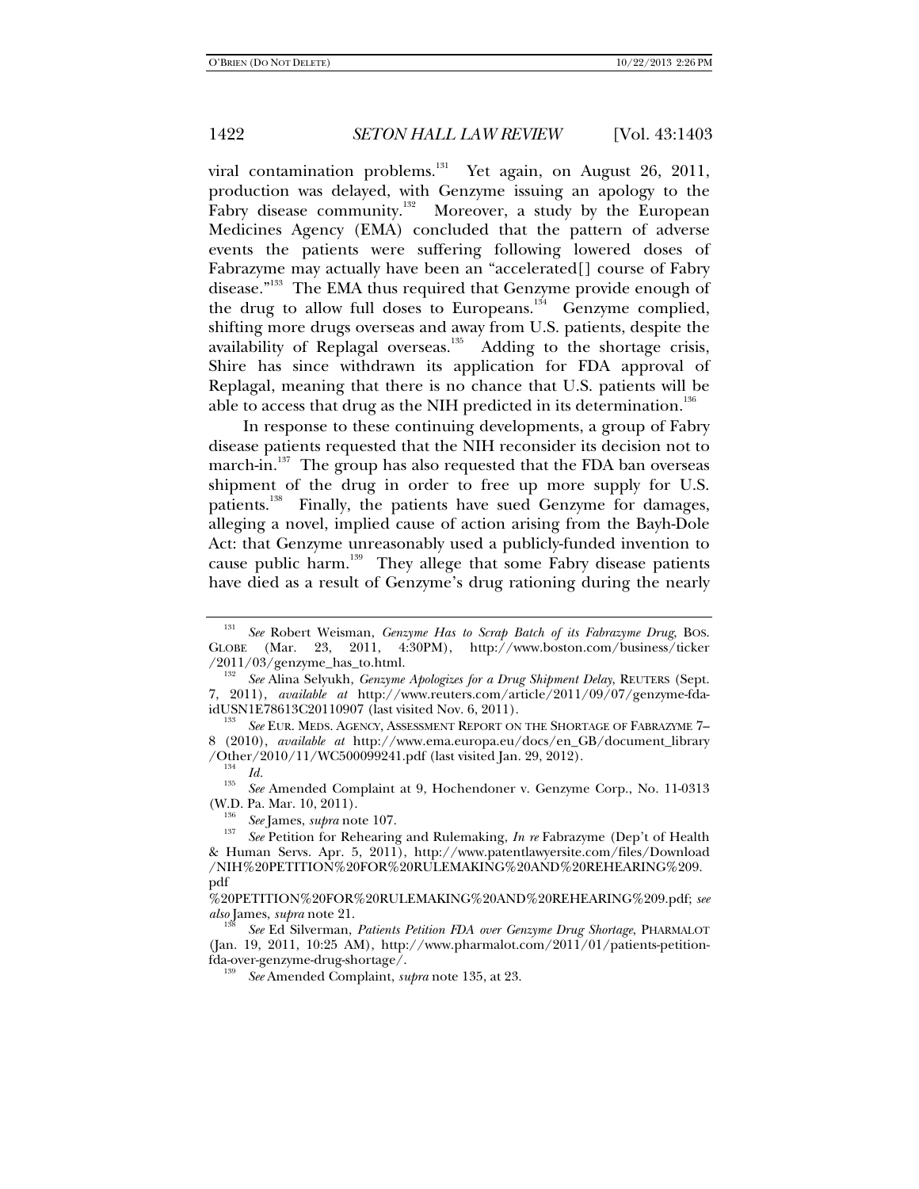viral contamination problems.[131] Yet again, on August 26, 2011, production was delayed, with Genzyme issuing an apology to the Fabry disease community.[132] Moreover, a study by the European Medicines Agency (EMA) concluded that the pattern of adverse events the patients were suffering following lowered doses of Fabrazyme may actually have been an "accelerated[] course of Fabry disease."[133] The EMA thus required that Genzyme provide enough of the drug to allow full doses to Europeans.[134] Genzyme complied, shifting more drugs overseas and away from U.S. patients, despite the availability of Replagal overseas.[135] Adding to the shortage crisis, Shire has since withdrawn its application for FDA approval of Replagal, meaning that there is no chance that U.S. patients will be able to access that drug as the NIH predicted in its determination.[136]

In response to these continuing developments, a group of Fabry disease patients requested that the NIH reconsider its decision not to march-in.[137] The group has also requested that the FDA ban overseas shipment of the drug in order to free up more supply for U.S. patients.[138] Finally, the patients have sued Genzyme for damages, alleging a novel, implied cause of action arising from the Bayh-Dole Act: that Genzyme unreasonably used a publicly-funded invention to cause public harm.[139] They allege that some Fabry disease patients have died as a result of Genzyme's drug rationing during the nearly

---

[131] *See* Robert Weisman, *Genzyme Has to Scrap Batch of its Fabrazyme Drug*, BOS. GLOBE (Mar. 23, 2011, 4:30PM), http://www.boston.com/business/ticker/2011/03/genzyme_has_to.html.

[132] *See* Alina Selyukh, *Genzyme Apologizes for a Drug Shipment Delay*, REUTERS (Sept. 7, 2011), *available at* http://www.reuters.com/article/2011/09/07/genzyme-fda-idUSN1E78613C20110907 (last visited Nov. 6, 2011).

[133] *See* EUR. MEDS. AGENCY, ASSESSMENT REPORT ON THE SHORTAGE OF FABRAZYME 7–8 (2010), *available at* http://www.ema.europa.eu/docs/en_GB/document_library/Other/2010/11/WC500099241.pdf (last visited Jan. 29, 2012).

[134] *Id.*

[135] *See* Amended Complaint at 9, Hochendoner v. Genzyme Corp., No. 11-0313 (W.D. Pa. Mar. 10, 2011).

[136] *See* James, *supra* note 107.

[137] *See* Petition for Rehearing and Rulemaking, *In re* Fabrazyme (Dep't of Health & Human Servs. Apr. 5, 2011), http://www.patentlawyersite.com/files/Download/NIH%20PETITION%20FOR%20RULEMAKING%20AND%20REHEARING%209.pdf %20PETITION%20FOR%20RULEMAKING%20AND%20REHEARING%209.pdf; *see also* James, *supra* note 21.

[138] *See* Ed Silverman, *Patients Petition FDA over Genzyme Drug Shortage*, PHARMALOT (Jan. 19, 2011, 10:25 AM), http://www.pharmalot.com/2011/01/patients-petition-fda-over-genzyme-drug-shortage/.

[139] *See* Amended Complaint, *supra* note 135, at 23.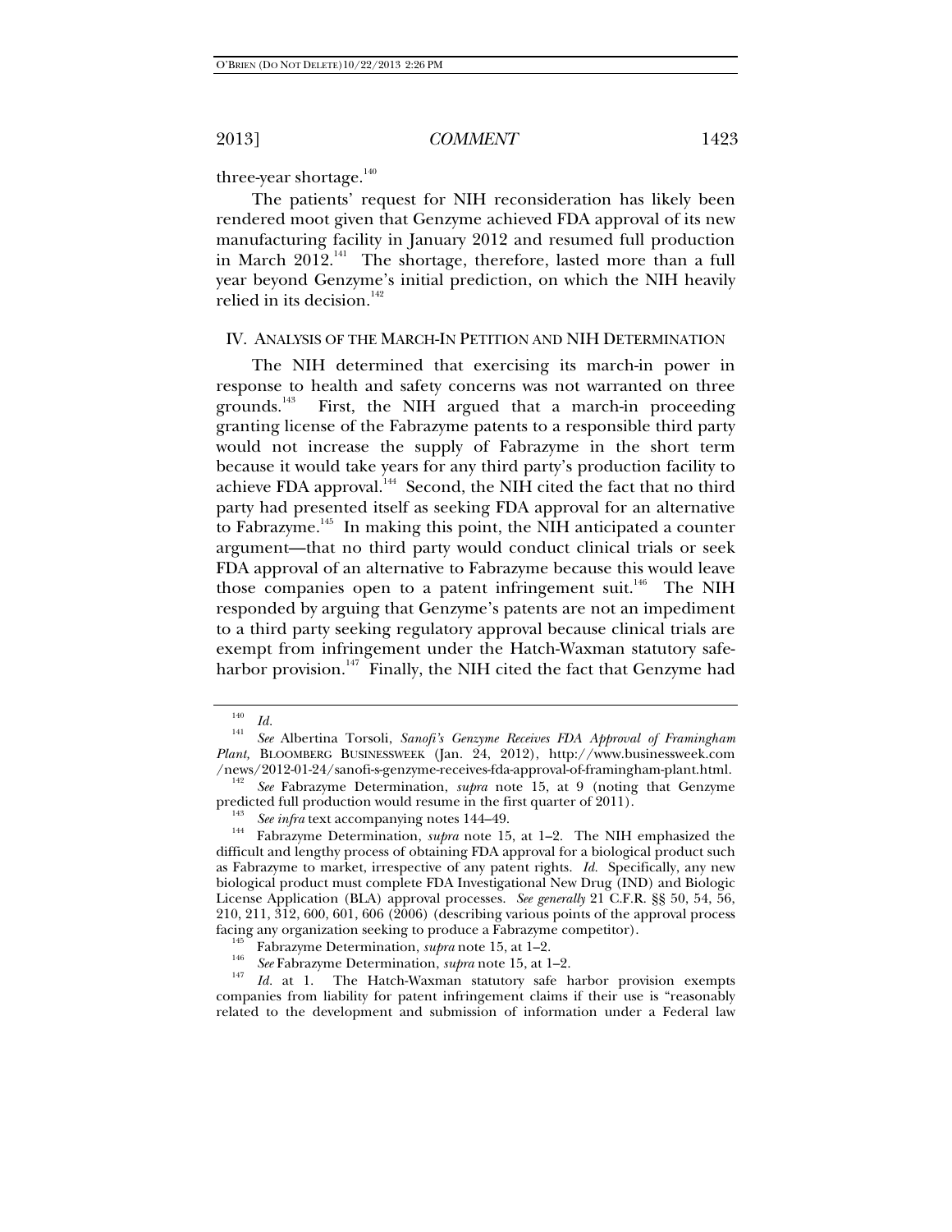three-year shortage.[140]

The patients' request for NIH reconsideration has likely been rendered moot given that Genzyme achieved FDA approval of its new manufacturing facility in January 2012 and resumed full production in March 2012.[141] The shortage, therefore, lasted more than a full year beyond Genzyme's initial prediction, on which the NIH heavily relied in its decision.[142]

## IV. ANALYSIS OF THE MARCH-IN PETITION AND NIH DETERMINATION

The NIH determined that exercising its march-in power in response to health and safety concerns was not warranted on three grounds.[143] First, the NIH argued that a march-in proceeding granting license of the Fabrazyme patents to a responsible third party would not increase the supply of Fabrazyme in the short term because it would take years for any third party's production facility to achieve FDA approval.[144] Second, the NIH cited the fact that no third party had presented itself as seeking FDA approval for an alternative to Fabrazyme.[145] In making this point, the NIH anticipated a counter argument—that no third party would conduct clinical trials or seek FDA approval of an alternative to Fabrazyme because this would leave those companies open to a patent infringement suit.[146] The NIH responded by arguing that Genzyme's patents are not an impediment to a third party seeking regulatory approval because clinical trials are exempt from infringement under the Hatch-Waxman statutory safe-harbor provision.[147] Finally, the NIH cited the fact that Genzyme had

---

[140] *Id.*

[141] *See* Albertina Torsoli, *Sanofi's Genzyme Receives FDA Approval of Framingham Plant*, BLOOMBERG BUSINESSWEEK (Jan. 24, 2012), http://www.businessweek.com/news/2012-01-24/sanofi-s-genzyme-receives-fda-approval-of-framingham-plant.html.

[142] *See* Fabrazyme Determination, *supra* note 15, at 9 (noting that Genzyme predicted full production would resume in the first quarter of 2011).

[143] *See infra* text accompanying notes 144–49.

[144] Fabrazyme Determination, *supra* note 15, at 1–2. The NIH emphasized the difficult and lengthy process of obtaining FDA approval for a biological product such as Fabrazyme to market, irrespective of any patent rights. *Id.* Specifically, any new biological product must complete FDA Investigational New Drug (IND) and Biologic License Application (BLA) approval processes. *See generally* 21 C.F.R. §§ 50, 54, 56, 210, 211, 312, 600, 601, 606 (2006) (describing various points of the approval process facing any organization seeking to produce a Fabrazyme competitor).

[145] Fabrazyme Determination, *supra* note 15, at 1–2.

[146] *See* Fabrazyme Determination, *supra* note 15, at 1–2.

[147] *Id.* at 1. The Hatch-Waxman statutory safe harbor provision exempts companies from liability for patent infringement claims if their use is "reasonably related to the development and submission of information under a Federal law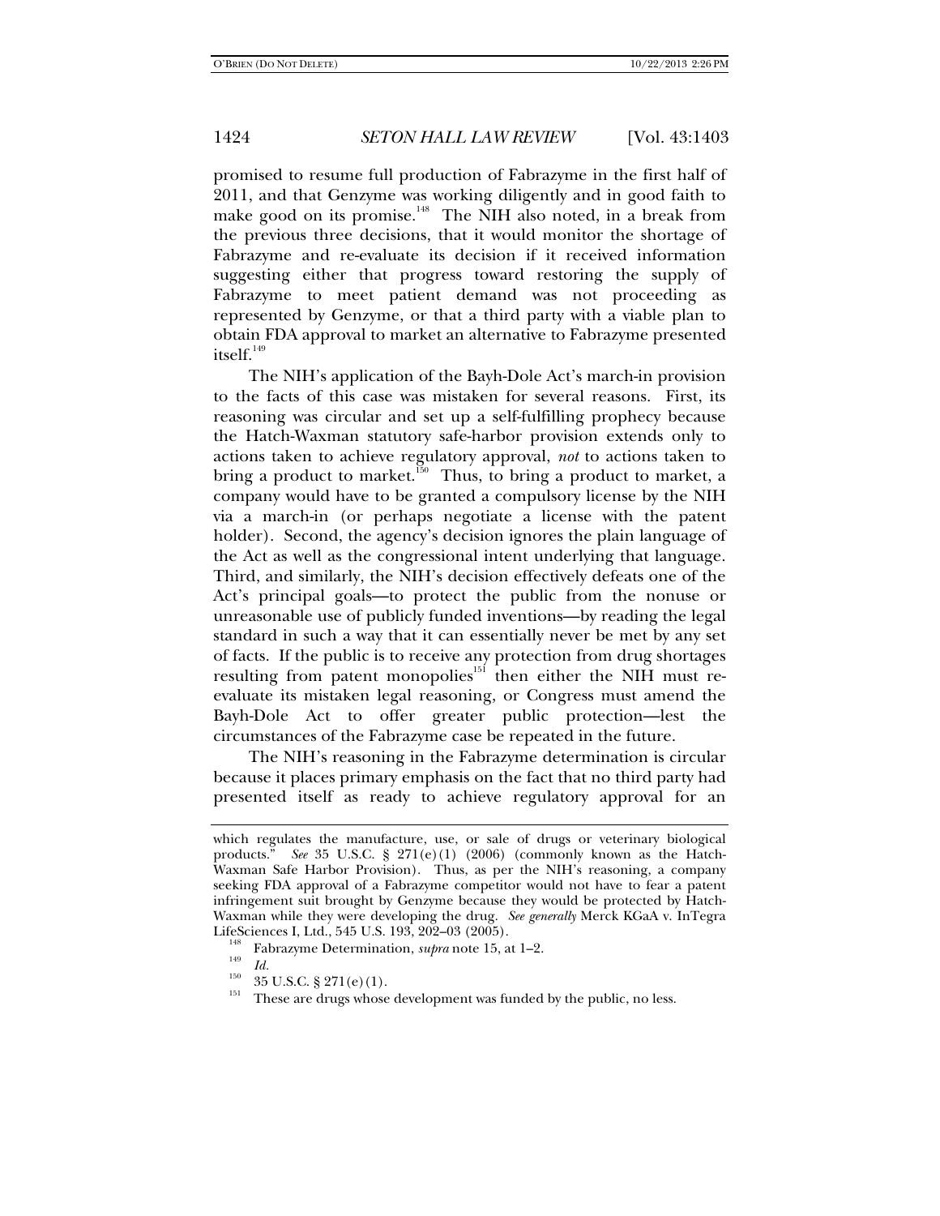promised to resume full production of Fabrazyme in the first half of 2011, and that Genzyme was working diligently and in good faith to make good on its promise.[148] The NIH also noted, in a break from the previous three decisions, that it would monitor the shortage of Fabrazyme and re-evaluate its decision if it received information suggesting either that progress toward restoring the supply of Fabrazyme to meet patient demand was not proceeding as represented by Genzyme, or that a third party with a viable plan to obtain FDA approval to market an alternative to Fabrazyme presented itself.[149]

The NIH's application of the Bayh-Dole Act's march-in provision to the facts of this case was mistaken for several reasons. First, its reasoning was circular and set up a self-fulfilling prophecy because the Hatch-Waxman statutory safe-harbor provision extends only to actions taken to achieve regulatory approval, *not* to actions taken to bring a product to market.[150] Thus, to bring a product to market, a company would have to be granted a compulsory license by the NIH via a march-in (or perhaps negotiate a license with the patent holder). Second, the agency's decision ignores the plain language of the Act as well as the congressional intent underlying that language. Third, and similarly, the NIH's decision effectively defeats one of the Act's principal goals—to protect the public from the nonuse or unreasonable use of publicly funded inventions—by reading the legal standard in such a way that it can essentially never be met by any set of facts. If the public is to receive any protection from drug shortages resulting from patent monopolies[151] then either the NIH must re-evaluate its mistaken legal reasoning, or Congress must amend the Bayh-Dole Act to offer greater public protection—lest the circumstances of the Fabrazyme case be repeated in the future.

The NIH's reasoning in the Fabrazyme determination is circular because it places primary emphasis on the fact that no third party had presented itself as ready to achieve regulatory approval for an

---

which regulates the manufacture, use, or sale of drugs or veterinary biological products." *See* 35 U.S.C. § 271(e)(1) (2006) (commonly known as the Hatch-Waxman Safe Harbor Provision). Thus, as per the NIH's reasoning, a company seeking FDA approval of a Fabrazyme competitor would not have to fear a patent infringement suit brought by Genzyme because they would be protected by Hatch-Waxman while they were developing the drug. *See generally* Merck KGaA v. InTegra LifeSciences I, Ltd., 545 U.S. 193, 202–03 (2005).

[148] Fabrazyme Determination, *supra* note 15, at 1–2.

[149] *Id.*

[150] 35 U.S.C. § 271(e)(1).

[151] These are drugs whose development was funded by the public, no less.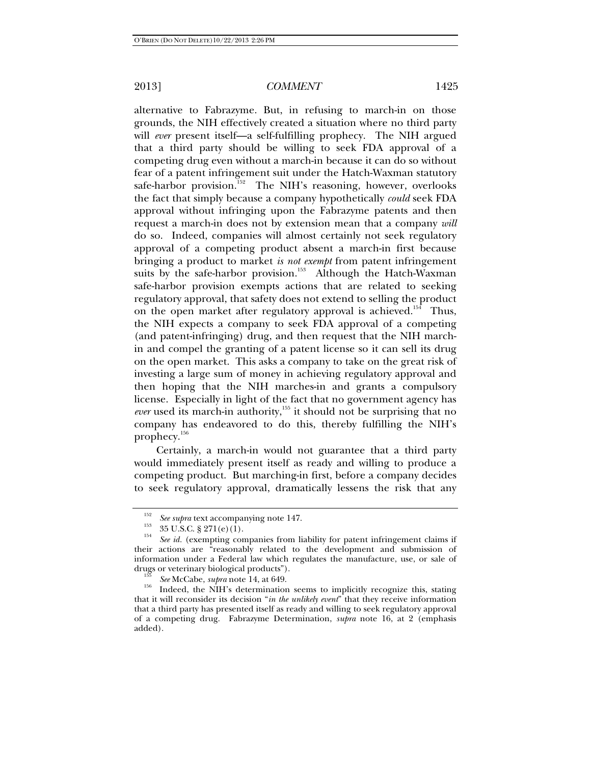alternative to Fabrazyme. But, in refusing to march-in on those grounds, the NIH effectively created a situation where no third party will *ever* present itself—a self-fulfilling prophecy. The NIH argued that a third party should be willing to seek FDA approval of a competing drug even without a march-in because it can do so without fear of a patent infringement suit under the Hatch-Waxman statutory safe-harbor provision.[152] The NIH's reasoning, however, overlooks the fact that simply because a company hypothetically *could* seek FDA approval without infringing upon the Fabrazyme patents and then request a march-in does not by extension mean that a company *will* do so. Indeed, companies will almost certainly not seek regulatory approval of a competing product absent a march-in first because bringing a product to market *is not exempt* from patent infringement suits by the safe-harbor provision.[153] Although the Hatch-Waxman safe-harbor provision exempts actions that are related to seeking regulatory approval, that safety does not extend to selling the product on the open market after regulatory approval is achieved.[154] Thus, the NIH expects a company to seek FDA approval of a competing (and patent-infringing) drug, and then request that the NIH march-in and compel the granting of a patent license so it can sell its drug on the open market. This asks a company to take on the great risk of investing a large sum of money in achieving regulatory approval and then hoping that the NIH marches-in and grants a compulsory license. Especially in light of the fact that no government agency has *ever* used its march-in authority,[155] it should not be surprising that no company has endeavored to do this, thereby fulfilling the NIH's prophecy.[156]

Certainly, a march-in would not guarantee that a third party would immediately present itself as ready and willing to produce a competing product. But marching-in first, before a company decides to seek regulatory approval, dramatically lessens the risk that any

---

[152] *See supra* text accompanying note 147.

[153] 35 U.S.C. § 271(e)(1).

[154] *See id.* (exempting companies from liability for patent infringement claims if their actions are "reasonably related to the development and submission of information under a Federal law which regulates the manufacture, use, or sale of drugs or veterinary biological products").

[155] *See* McCabe, *supra* note 14, at 649.

[156] Indeed, the NIH's determination seems to implicitly recognize this, stating that it will reconsider its decision "*in the unlikely event*" that they receive information that a third party has presented itself as ready and willing to seek regulatory approval of a competing drug. Fabrazyme Determination, *supra* note 16, at 2 (emphasis added).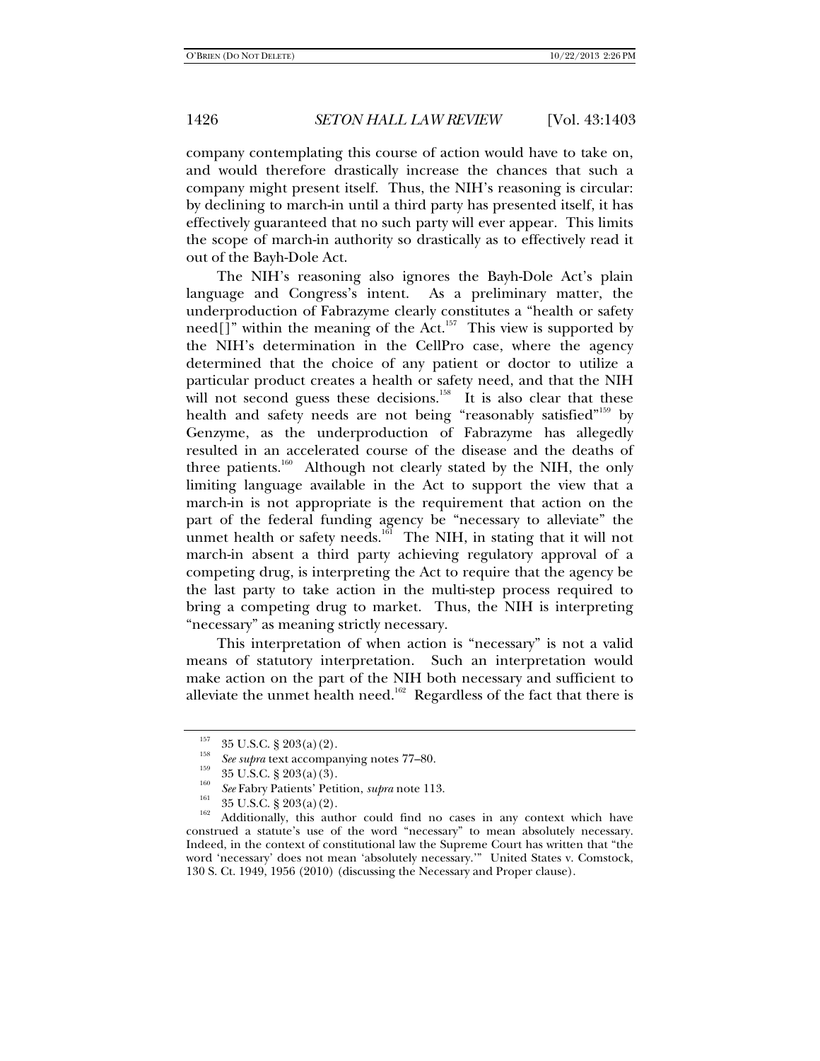company contemplating this course of action would have to take on, and would therefore drastically increase the chances that such a company might present itself. Thus, the NIH's reasoning is circular: by declining to march-in until a third party has presented itself, it has effectively guaranteed that no such party will ever appear. This limits the scope of march-in authority so drastically as to effectively read it out of the Bayh-Dole Act.

The NIH's reasoning also ignores the Bayh-Dole Act's plain language and Congress's intent. As a preliminary matter, the underproduction of Fabrazyme clearly constitutes a "health or safety need[]" within the meaning of the Act.[157] This view is supported by the NIH's determination in the CellPro case, where the agency determined that the choice of any patient or doctor to utilize a particular product creates a health or safety need, and that the NIH will not second guess these decisions.[158] It is also clear that these health and safety needs are not being "reasonably satisfied"[159] by Genzyme, as the underproduction of Fabrazyme has allegedly resulted in an accelerated course of the disease and the deaths of three patients.[160] Although not clearly stated by the NIH, the only limiting language available in the Act to support the view that a march-in is not appropriate is the requirement that action on the part of the federal funding agency be "necessary to alleviate" the unmet health or safety needs.[161] The NIH, in stating that it will not march-in absent a third party achieving regulatory approval of a competing drug, is interpreting the Act to require that the agency be the last party to take action in the multi-step process required to bring a competing drug to market. Thus, the NIH is interpreting "necessary" as meaning strictly necessary.

This interpretation of when action is "necessary" is not a valid means of statutory interpretation. Such an interpretation would make action on the part of the NIH both necessary and sufficient to alleviate the unmet health need.[162] Regardless of the fact that there is

[157] 35 U.S.C. § 203(a)(2).

[158] *See supra* text accompanying notes 77–80.

[159] 35 U.S.C. § 203(a)(3).

[160] *See* Fabry Patients' Petition, *supra* note 113.

[161] 35 U.S.C. § 203(a)(2).

[162] Additionally, this author could find no cases in any context which have construed a statute's use of the word "necessary" to mean absolutely necessary. Indeed, in the context of constitutional law the Supreme Court has written that "the word 'necessary' does not mean 'absolutely necessary.'" United States v. Comstock, 130 S. Ct. 1949, 1956 (2010) (discussing the Necessary and Proper clause).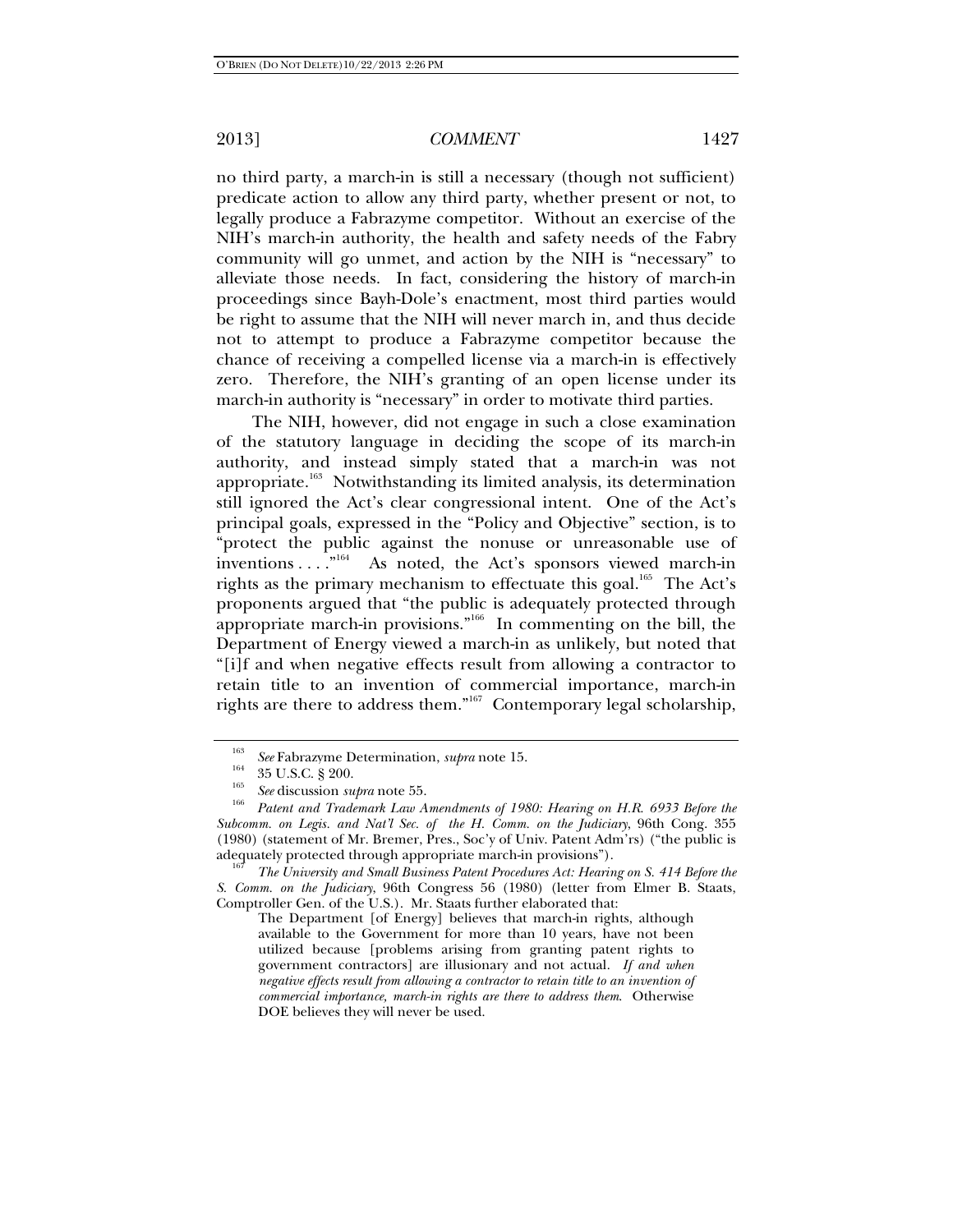no third party, a march-in is still a necessary (though not sufficient) predicate action to allow any third party, whether present or not, to legally produce a Fabrazyme competitor. Without an exercise of the NIH's march-in authority, the health and safety needs of the Fabry community will go unmet, and action by the NIH is "necessary" to alleviate those needs. In fact, considering the history of march-in proceedings since Bayh-Dole's enactment, most third parties would be right to assume that the NIH will never march in, and thus decide not to attempt to produce a Fabrazyme competitor because the chance of receiving a compelled license via a march-in is effectively zero. Therefore, the NIH's granting of an open license under its march-in authority is "necessary" in order to motivate third parties.

The NIH, however, did not engage in such a close examination of the statutory language in deciding the scope of its march-in authority, and instead simply stated that a march-in was not appropriate.[163] Notwithstanding its limited analysis, its determination still ignored the Act's clear congressional intent. One of the Act's principal goals, expressed in the "Policy and Objective" section, is to "protect the public against the nonuse or unreasonable use of inventions . . . ."[164] As noted, the Act's sponsors viewed march-in rights as the primary mechanism to effectuate this goal.[165] The Act's proponents argued that "the public is adequately protected through appropriate march-in provisions."[166] In commenting on the bill, the Department of Energy viewed a march-in as unlikely, but noted that "[i]f and when negative effects result from allowing a contractor to retain title to an invention of commercial importance, march-in rights are there to address them."[167] Contemporary legal scholarship,

---

[163] *See* Fabrazyme Determination, *supra* note 15.

[164] 35 U.S.C. § 200.

[165] *See* discussion *supra* note 55.

[166] *Patent and Trademark Law Amendments of 1980: Hearing on H.R. 6933 Before the Subcomm. on Legis. and Nat'l Sec. of the H. Comm. on the Judiciary*, 96th Cong. 355 (1980) (statement of Mr. Bremer, Pres., Soc'y of Univ. Patent Adm'rs) ("the public is adequately protected through appropriate march-in provisions").

[167] *The University and Small Business Patent Procedures Act: Hearing on S. 414 Before the S. Comm. on the Judiciary*, 96th Congress 56 (1980) (letter from Elmer B. Staats, Comptroller Gen. of the U.S.). Mr. Staats further elaborated that:

> The Department [of Energy] believes that march-in rights, although available to the Government for more than 10 years, have not been utilized because [problems arising from granting patent rights to government contractors] are illusionary and not actual. *If and when negative effects result from allowing a contractor to retain title to an invention of commercial importance, march-in rights are there to address them.* Otherwise DOE believes they will never be used.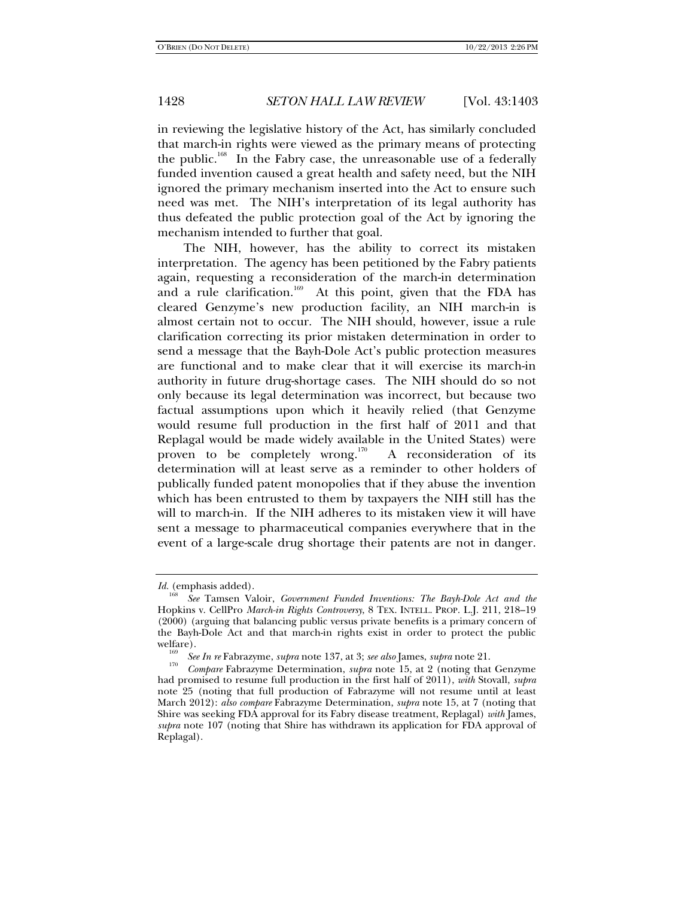in reviewing the legislative history of the Act, has similarly concluded that march-in rights were viewed as the primary means of protecting the public.[168] In the Fabry case, the unreasonable use of a federally funded invention caused a great health and safety need, but the NIH ignored the primary mechanism inserted into the Act to ensure such need was met. The NIH's interpretation of its legal authority has thus defeated the public protection goal of the Act by ignoring the mechanism intended to further that goal.

The NIH, however, has the ability to correct its mistaken interpretation. The agency has been petitioned by the Fabry patients again, requesting a reconsideration of the march-in determination and a rule clarification.[169] At this point, given that the FDA has cleared Genzyme's new production facility, an NIH march-in is almost certain not to occur. The NIH should, however, issue a rule clarification correcting its prior mistaken determination in order to send a message that the Bayh-Dole Act's public protection measures are functional and to make clear that it will exercise its march-in authority in future drug-shortage cases. The NIH should do so not only because its legal determination was incorrect, but because two factual assumptions upon which it heavily relied (that Genzyme would resume full production in the first half of 2011 and that Replagal would be made widely available in the United States) were proven to be completely wrong.[170] A reconsideration of its determination will at least serve as a reminder to other holders of publically funded patent monopolies that if they abuse the invention which has been entrusted to them by taxpayers the NIH still has the will to march-in. If the NIH adheres to its mistaken view it will have sent a message to pharmaceutical companies everywhere that in the event of a large-scale drug shortage their patents are not in danger.

---

*Id.* (emphasis added).

[168] *See* Tamsen Valoir, *Government Funded Inventions: The Bayh-Dole Act and the* Hopkins v. CellPro *March-in Rights Controversy*, 8 TEX. INTELL. PROP. L.J. 211, 218–19 (2000) (arguing that balancing public versus private benefits is a primary concern of the Bayh-Dole Act and that march-in rights exist in order to protect the public welfare).

[169] *See In re* Fabrazyme, *supra* note 137, at 3; *see also* James, *supra* note 21.

[170] *Compare* Fabrazyme Determination, *supra* note 15, at 2 (noting that Genzyme had promised to resume full production in the first half of 2011), *with* Stovall, *supra* note 25 (noting that full production of Fabrazyme will not resume until at least March 2012): *also compare* Fabrazyme Determination, *supra* note 15, at 7 (noting that Shire was seeking FDA approval for its Fabry disease treatment, Replagal) *with* James, *supra* note 107 (noting that Shire has withdrawn its application for FDA approval of Replagal).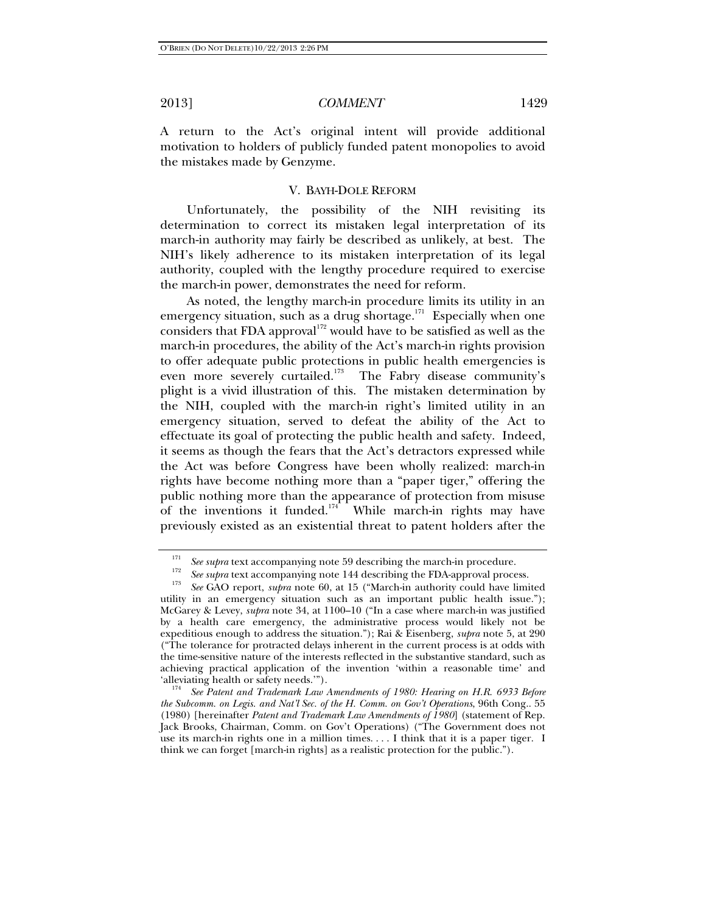A return to the Act's original intent will provide additional motivation to holders of publicly funded patent monopolies to avoid the mistakes made by Genzyme.

## V. BAYH-DOLE REFORM

Unfortunately, the possibility of the NIH revisiting its determination to correct its mistaken legal interpretation of its march-in authority may fairly be described as unlikely, at best. The NIH's likely adherence to its mistaken interpretation of its legal authority, coupled with the lengthy procedure required to exercise the march-in power, demonstrates the need for reform.

As noted, the lengthy march-in procedure limits its utility in an emergency situation, such as a drug shortage.[171] Especially when one considers that FDA approval[172] would have to be satisfied as well as the march-in procedures, the ability of the Act's march-in rights provision to offer adequate public protections in public health emergencies is even more severely curtailed.[173] The Fabry disease community's plight is a vivid illustration of this. The mistaken determination by the NIH, coupled with the march-in right's limited utility in an emergency situation, served to defeat the ability of the Act to effectuate its goal of protecting the public health and safety. Indeed, it seems as though the fears that the Act's detractors expressed while the Act was before Congress have been wholly realized: march-in rights have become nothing more than a "paper tiger," offering the public nothing more than the appearance of protection from misuse of the inventions it funded.[174] While march-in rights may have previously existed as an existential threat to patent holders after the

---

[171] *See supra* text accompanying note 59 describing the march-in procedure.

[172] *See supra* text accompanying note 144 describing the FDA-approval process.

[173] *See* GAO report, *supra* note 60, at 15 ("March-in authority could have limited utility in an emergency situation such as an important public health issue."); McGarey & Levey, *supra* note 34, at 1100–10 ("In a case where march-in was justified by a health care emergency, the administrative process would likely not be expeditious enough to address the situation."); Rai & Eisenberg, *supra* note 5, at 290 ("The tolerance for protracted delays inherent in the current process is at odds with the time-sensitive nature of the interests reflected in the substantive standard, such as achieving practical application of the invention 'within a reasonable time' and 'alleviating health or safety needs.'").

[174] *See Patent and Trademark Law Amendments of 1980: Hearing on H.R. 6933 Before the Subcomm. on Legis. and Nat'l Sec. of the H. Comm. on Gov't Operations*, 96th Cong.. 55 (1980) [hereinafter *Patent and Trademark Law Amendments of 1980*] (statement of Rep. Jack Brooks, Chairman, Comm. on Gov't Operations) ("The Government does not use its march-in rights one in a million times. . . . I think that it is a paper tiger. I think we can forget [march-in rights] as a realistic protection for the public.").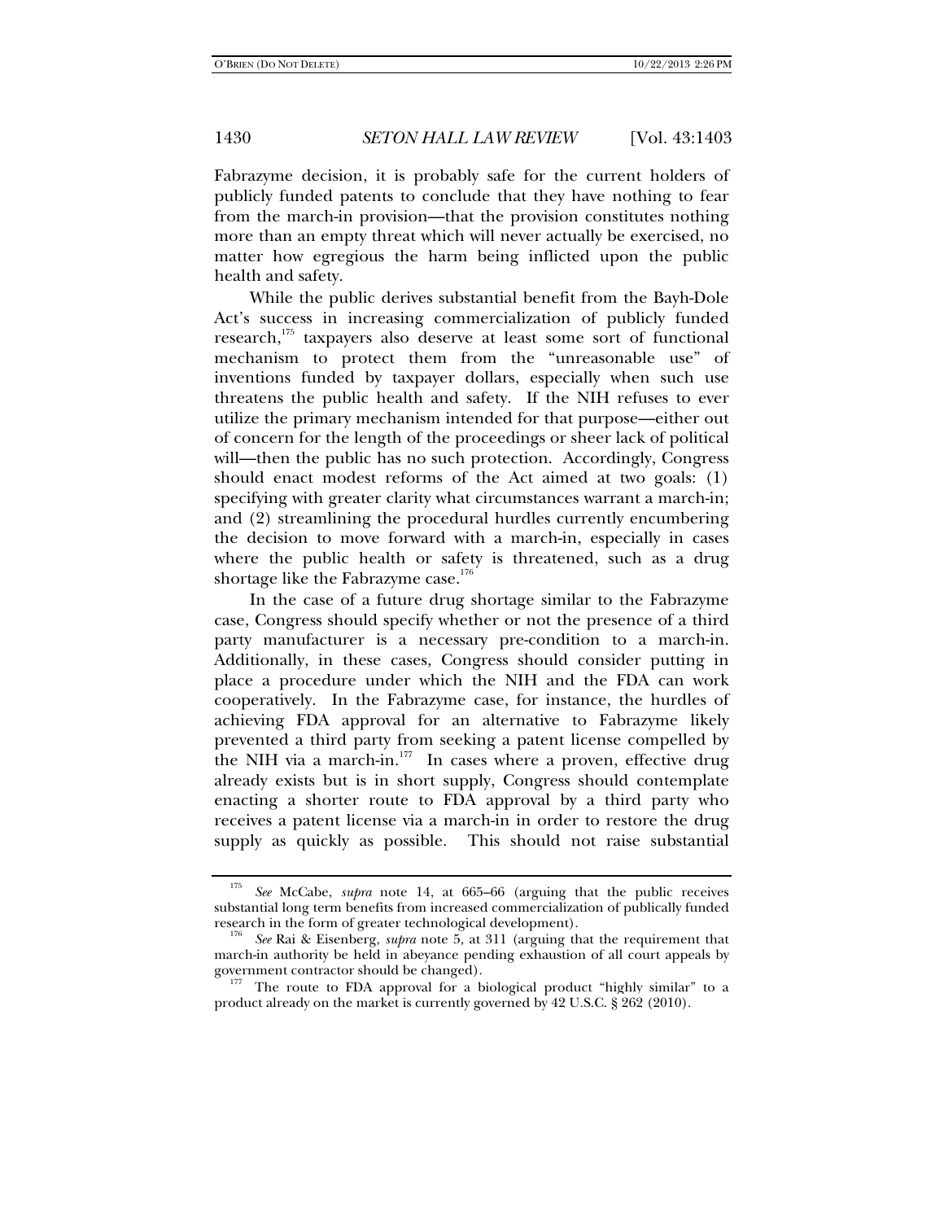Fabrazyme decision, it is probably safe for the current holders of publicly funded patents to conclude that they have nothing to fear from the march-in provision—that the provision constitutes nothing more than an empty threat which will never actually be exercised, no matter how egregious the harm being inflicted upon the public health and safety.

While the public derives substantial benefit from the Bayh-Dole Act's success in increasing commercialization of publicly funded research,[175] taxpayers also deserve at least some sort of functional mechanism to protect them from the "unreasonable use" of inventions funded by taxpayer dollars, especially when such use threatens the public health and safety. If the NIH refuses to ever utilize the primary mechanism intended for that purpose—either out of concern for the length of the proceedings or sheer lack of political will—then the public has no such protection. Accordingly, Congress should enact modest reforms of the Act aimed at two goals: (1) specifying with greater clarity what circumstances warrant a march-in; and (2) streamlining the procedural hurdles currently encumbering the decision to move forward with a march-in, especially in cases where the public health or safety is threatened, such as a drug shortage like the Fabrazyme case.[176]

In the case of a future drug shortage similar to the Fabrazyme case, Congress should specify whether or not the presence of a third party manufacturer is a necessary pre-condition to a march-in. Additionally, in these cases, Congress should consider putting in place a procedure under which the NIH and the FDA can work cooperatively. In the Fabrazyme case, for instance, the hurdles of achieving FDA approval for an alternative to Fabrazyme likely prevented a third party from seeking a patent license compelled by the NIH via a march-in.[177] In cases where a proven, effective drug already exists but is in short supply, Congress should contemplate enacting a shorter route to FDA approval by a third party who receives a patent license via a march-in in order to restore the drug supply as quickly as possible. This should not raise substantial

[175] *See* McCabe, *supra* note 14, at 665–66 (arguing that the public receives substantial long term benefits from increased commercialization of publically funded research in the form of greater technological development).

[176] *See* Rai & Eisenberg, *supra* note 5, at 311 (arguing that the requirement that march-in authority be held in abeyance pending exhaustion of all court appeals by government contractor should be changed).

[177] The route to FDA approval for a biological product "highly similar" to a product already on the market is currently governed by 42 U.S.C. § 262 (2010).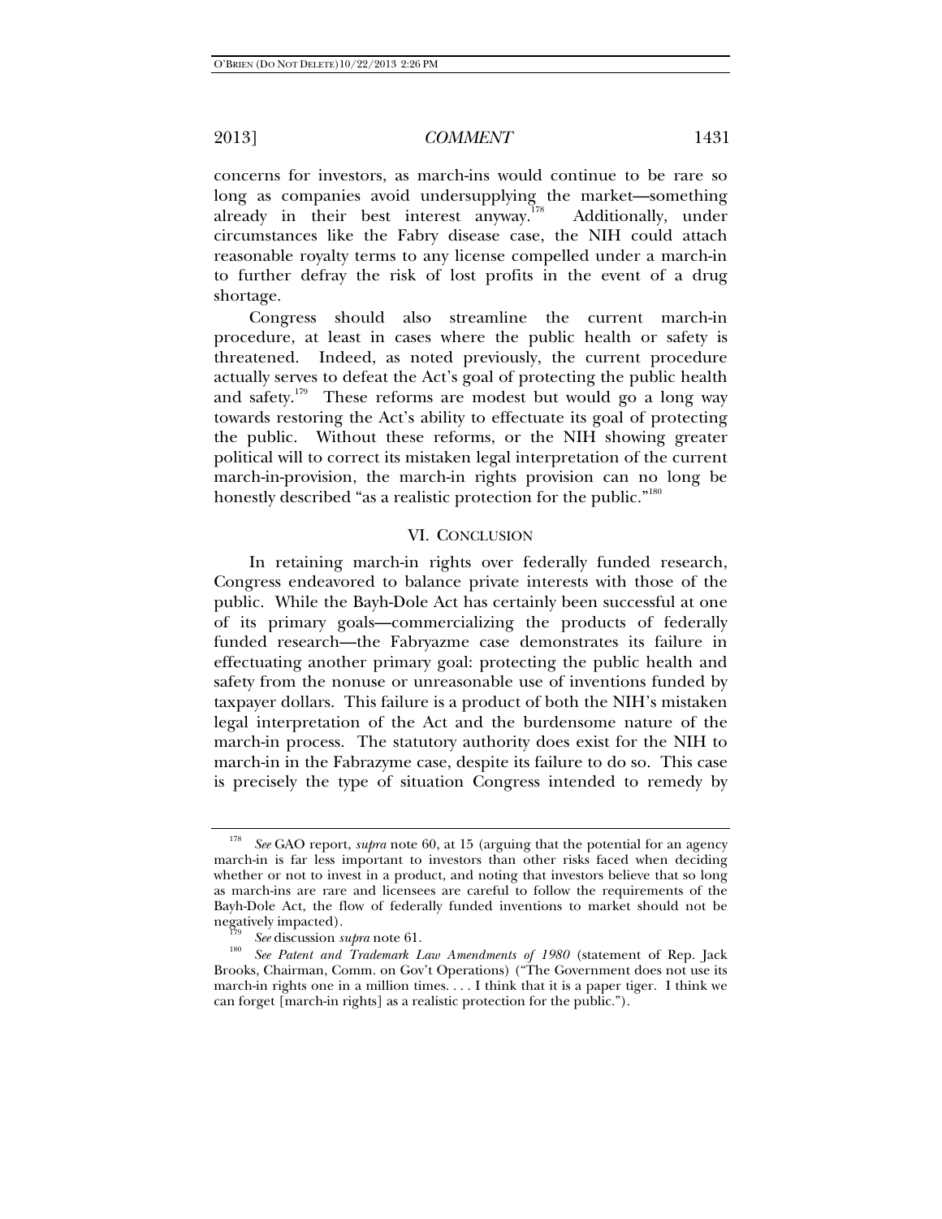concerns for investors, as march-ins would continue to be rare so long as companies avoid undersupplying the market—something already in their best interest anyway.[178] Additionally, under circumstances like the Fabry disease case, the NIH could attach reasonable royalty terms to any license compelled under a march-in to further defray the risk of lost profits in the event of a drug shortage.

Congress should also streamline the current march-in procedure, at least in cases where the public health or safety is threatened. Indeed, as noted previously, the current procedure actually serves to defeat the Act's goal of protecting the public health and safety.[179] These reforms are modest but would go a long way towards restoring the Act's ability to effectuate its goal of protecting the public. Without these reforms, or the NIH showing greater political will to correct its mistaken legal interpretation of the current march-in-provision, the march-in rights provision can no long be honestly described "as a realistic protection for the public."[180]

## VI. CONCLUSION

In retaining march-in rights over federally funded research, Congress endeavored to balance private interests with those of the public. While the Bayh-Dole Act has certainly been successful at one of its primary goals—commercializing the products of federally funded research—the Fabryazme case demonstrates its failure in effectuating another primary goal: protecting the public health and safety from the nonuse or unreasonable use of inventions funded by taxpayer dollars. This failure is a product of both the NIH's mistaken legal interpretation of the Act and the burdensome nature of the march-in process. The statutory authority does exist for the NIH to march-in in the Fabrazyme case, despite its failure to do so. This case is precisely the type of situation Congress intended to remedy by

---

[178] *See* GAO report, *supra* note 60, at 15 (arguing that the potential for an agency march-in is far less important to investors than other risks faced when deciding whether or not to invest in a product, and noting that investors believe that so long as march-ins are rare and licensees are careful to follow the requirements of the Bayh-Dole Act, the flow of federally funded inventions to market should not be negatively impacted).

[179] *See* discussion *supra* note 61.

[180] *See Patent and Trademark Law Amendments of 1980* (statement of Rep. Jack Brooks, Chairman, Comm. on Gov't Operations) ("The Government does not use its march-in rights one in a million times. . . . I think that it is a paper tiger. I think we can forget [march-in rights] as a realistic protection for the public.").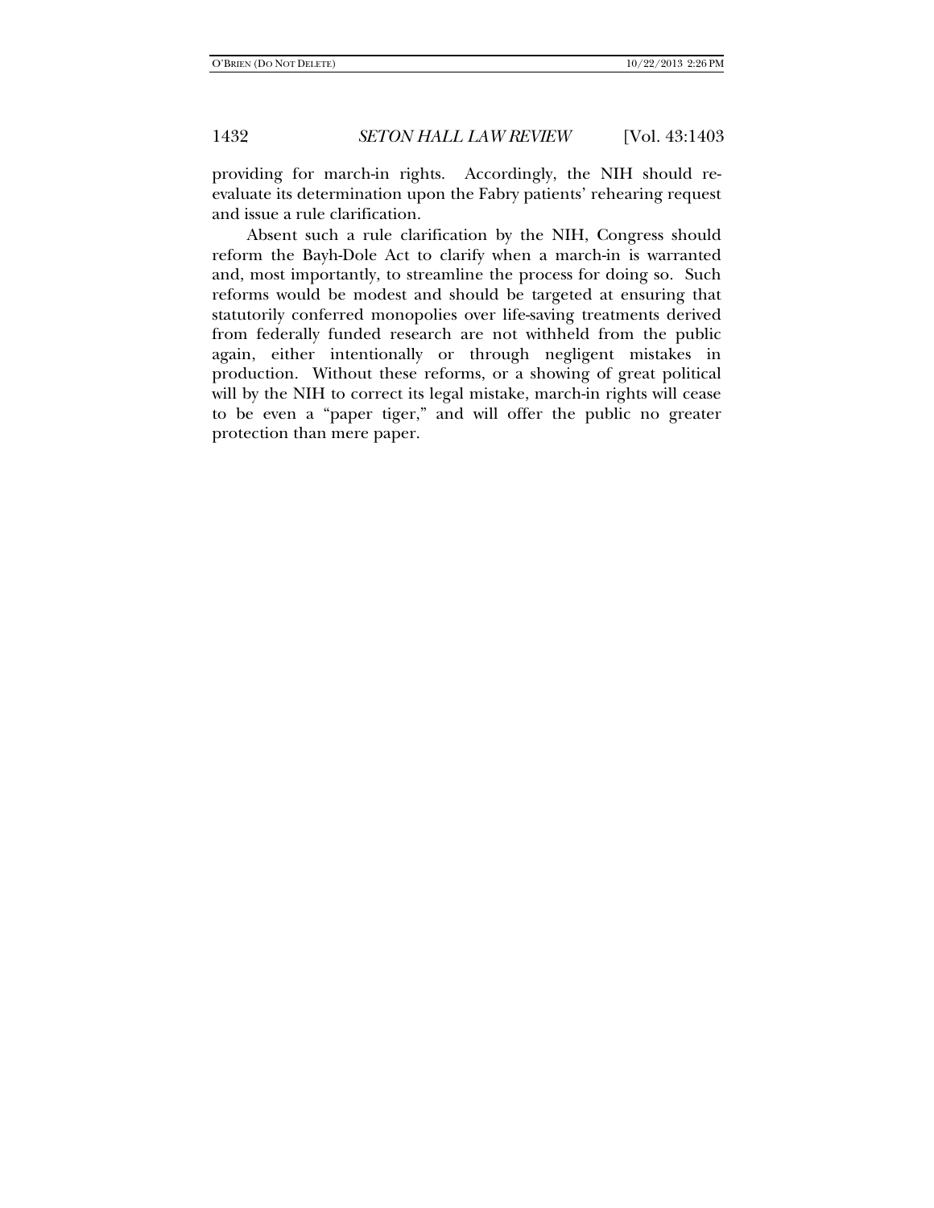providing for march-in rights. Accordingly, the NIH should re-evaluate its determination upon the Fabry patients' rehearing request and issue a rule clarification.

Absent such a rule clarification by the NIH, Congress should reform the Bayh-Dole Act to clarify when a march-in is warranted and, most importantly, to streamline the process for doing so. Such reforms would be modest and should be targeted at ensuring that statutorily conferred monopolies over life-saving treatments derived from federally funded research are not withheld from the public again, either intentionally or through negligent mistakes in production. Without these reforms, or a showing of great political will by the NIH to correct its legal mistake, march-in rights will cease to be even a "paper tiger," and will offer the public no greater protection than mere paper.